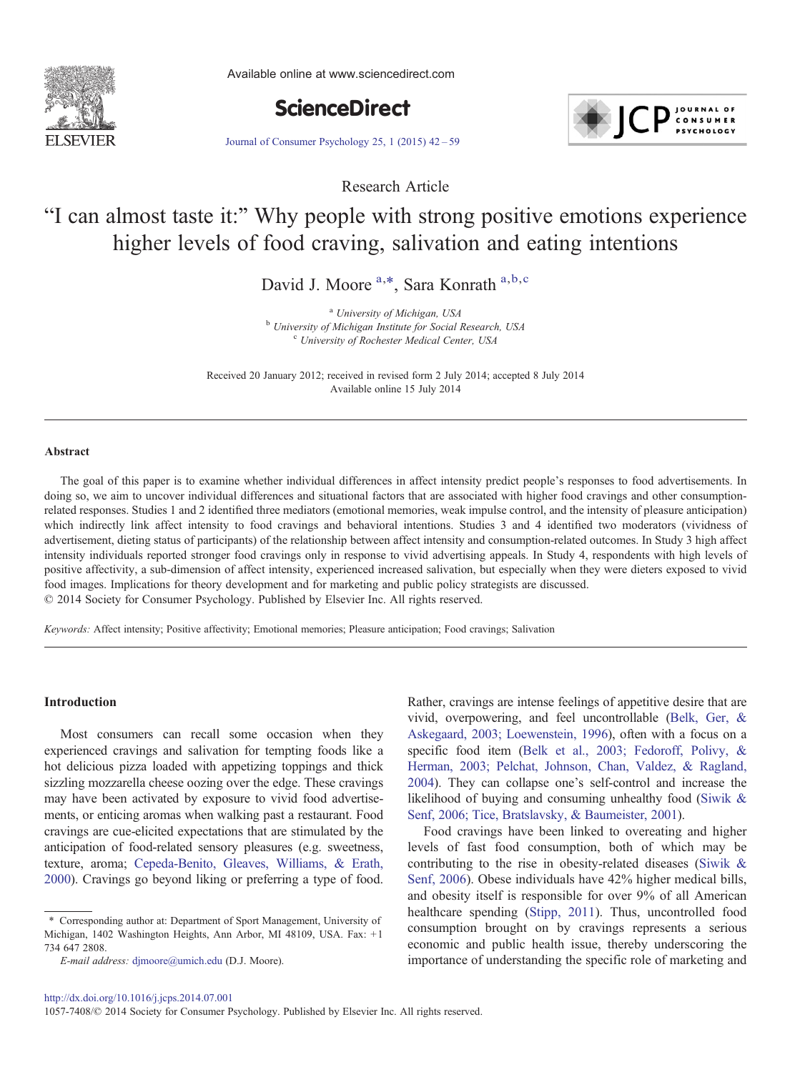Research Article

# "I can almost taste it:" Why people with strong positive emotions experience higher levels of food craving, salivation and eating intentions

David J. Moore [a,*], Sara Konrath [a,b,c]

[a] University of Michigan, USA
[b] University of Michigan Institute for Social Research, USA
[c] University of Rochester Medical Center, USA

Received 20 January 2012; received in revised form 2 July 2014; accepted 8 July 2014
Available online 15 July 2014

## Abstract

The goal of this paper is to examine whether individual differences in affect intensity predict people's responses to food advertisements. In doing so, we aim to uncover individual differences and situational factors that are associated with higher food cravings and other consumption-related responses. Studies 1 and 2 identified three mediators (emotional memories, weak impulse control, and the intensity of pleasure anticipation) which indirectly link affect intensity to food cravings and behavioral intentions. Studies 3 and 4 identified two moderators (vividness of advertisement, dieting status of participants) of the relationship between affect intensity and consumption-related outcomes. In Study 3 high affect intensity individuals reported stronger food cravings only in response to vivid advertising appeals. In Study 4, respondents with high levels of positive affectivity, a sub-dimension of affect intensity, experienced increased salivation, but especially when they were dieters exposed to vivid food images. Implications for theory development and for marketing and public policy strategists are discussed.
© 2014 Society for Consumer Psychology. Published by Elsevier Inc. All rights reserved.

*Keywords:* Affect intensity; Positive affectivity; Emotional memories; Pleasure anticipation; Food cravings; Salivation

## Introduction

Most consumers can recall some occasion when they experienced cravings and salivation for tempting foods like a hot delicious pizza loaded with appetizing toppings and thick sizzling mozzarella cheese oozing over the edge. These cravings may have been activated by exposure to vivid food advertisements, or enticing aromas when walking past a restaurant. Food cravings are cue-elicited expectations that are stimulated by the anticipation of food-related sensory pleasures (e.g. sweetness, texture, aroma; Cepeda-Benito, Gleaves, Williams, & Erath, 2000). Cravings go beyond liking or preferring a type of food. Rather, cravings are intense feelings of appetitive desire that are vivid, overpowering, and feel uncontrollable (Belk, Ger, & Askegaard, 2003; Loewenstein, 1996), often with a focus on a specific food item (Belk et al., 2003; Fedoroff, Polivy, & Herman, 2003; Pelchat, Johnson, Chan, Valdez, & Ragland, 2004). They can collapse one's self-control and increase the likelihood of buying and consuming unhealthy food (Siwik & Senf, 2006; Tice, Bratslavsky, & Baumeister, 2001).

Food cravings have been linked to overeating and higher levels of fast food consumption, both of which may be contributing to the rise in obesity-related diseases (Siwik & Senf, 2006). Obese individuals have 42% higher medical bills, and obesity itself is responsible for over 9% of all American healthcare spending (Stipp, 2011). Thus, uncontrolled food consumption brought on by cravings represents a serious economic and public health issue, thereby underscoring the importance of understanding the specific role of marketing and

\* Corresponding author at: Department of Sport Management, University of Michigan, 1402 Washington Heights, Ann Arbor, MI 48109, USA. Fax: +1 734 647 2808.
*E-mail address:* djmoore@umich.edu (D.J. Moore).

http://dx.doi.org/10.1016/j.jcps.2014.07.001
1057-7408/© 2014 Society for Consumer Psychology. Published by Elsevier Inc. All rights reserved.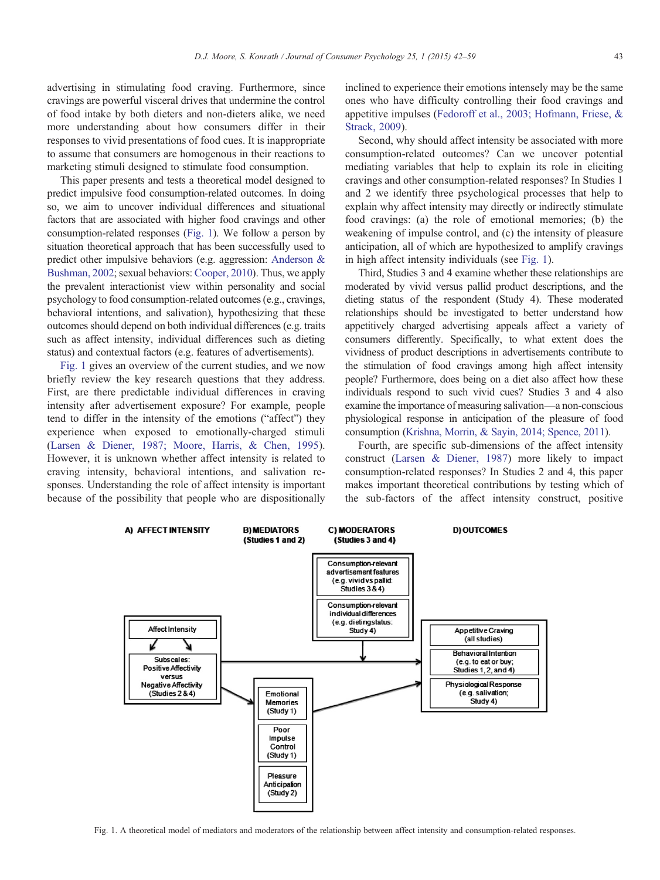advertising in stimulating food craving. Furthermore, since cravings are powerful visceral drives that undermine the control of food intake by both dieters and non-dieters alike, we need more understanding about how consumers differ in their responses to vivid presentations of food cues. It is inappropriate to assume that consumers are homogenous in their reactions to marketing stimuli designed to stimulate food consumption.

This paper presents and tests a theoretical model designed to predict impulsive food consumption-related outcomes. In doing so, we aim to uncover individual differences and situational factors that are associated with higher food cravings and other consumption-related responses (Fig. 1). We follow a person by situation theoretical approach that has been successfully used to predict other impulsive behaviors (e.g. aggression: Anderson & Bushman, 2002; sexual behaviors: Cooper, 2010). Thus, we apply the prevalent interactionist view within personality and social psychology to food consumption-related outcomes (e.g., cravings, behavioral intentions, and salivation), hypothesizing that these outcomes should depend on both individual differences (e.g. traits such as affect intensity, individual differences such as dieting status) and contextual factors (e.g. features of advertisements).

Fig. 1 gives an overview of the current studies, and we now briefly review the key research questions that they address. First, are there predictable individual differences in craving intensity after advertisement exposure? For example, people tend to differ in the intensity of the emotions ("affect") they experience when exposed to emotionally-charged stimuli (Larsen & Diener, 1987; Moore, Harris, & Chen, 1995). However, it is unknown whether affect intensity is related to craving intensity, behavioral intentions, and salivation responses. Understanding the role of affect intensity is important because of the possibility that people who are dispositionally inclined to experience their emotions intensely may be the same ones who have difficulty controlling their food cravings and appetitive impulses (Fedoroff et al., 2003; Hofmann, Friese, & Strack, 2009).

Second, why should affect intensity be associated with more consumption-related outcomes? Can we uncover potential mediating variables that help to explain its role in eliciting cravings and other consumption-related responses? In Studies 1 and 2 we identify three psychological processes that help to explain why affect intensity may directly or indirectly stimulate food cravings: (a) the role of emotional memories; (b) the weakening of impulse control, and (c) the intensity of pleasure anticipation, all of which are hypothesized to amplify cravings in high affect intensity individuals (see Fig. 1).

Third, Studies 3 and 4 examine whether these relationships are moderated by vivid versus pallid product descriptions, and the dieting status of the respondent (Study 4). These moderated relationships should be investigated to better understand how appetitively charged advertising appeals affect a variety of consumers differently. Specifically, to what extent does the vividness of product descriptions in advertisements contribute to the stimulation of food cravings among high affect intensity people? Furthermore, does being on a diet also affect how these individuals respond to such vivid cues? Studies 3 and 4 also examine the importance of measuring salivation—a non-conscious physiological response in anticipation of the pleasure of food consumption (Krishna, Morrin, & Sayin, 2014; Spence, 2011).

Fourth, are specific sub-dimensions of the affect intensity construct (Larsen & Diener, 1987) more likely to impact consumption-related responses? In Studies 2 and 4, this paper makes important theoretical contributions by testing which of the sub-factors of the affect intensity construct, positive

**A) AFFECT INTENSITY** — Affect Intensity; Subscales: Positive Affectivity versus Negative Affectivity (Studies 2 & 4)

**B) MEDIATORS (Studies 1 and 2)** — Emotional Memories (Study 1); Poor Impulse Control (Study 1); Pleasure Anticipation (Study 2)

**C) MODERATORS (Studies 3 and 4)** — Consumption-relevant advertisement features (e.g. vivid vs pallid: Studies 3 & 4); Consumption-relevant individual differences (e.g. dieting status: Study 4)

**D) OUTCOMES** — Appetitive Craving (all studies); Behavioral Intention (e.g. to eat or buy; Studies 1, 2, and 4); Physiological Response (e.g. salivation; Study 4)

Fig. 1. A theoretical model of mediators and moderators of the relationship between affect intensity and consumption-related responses.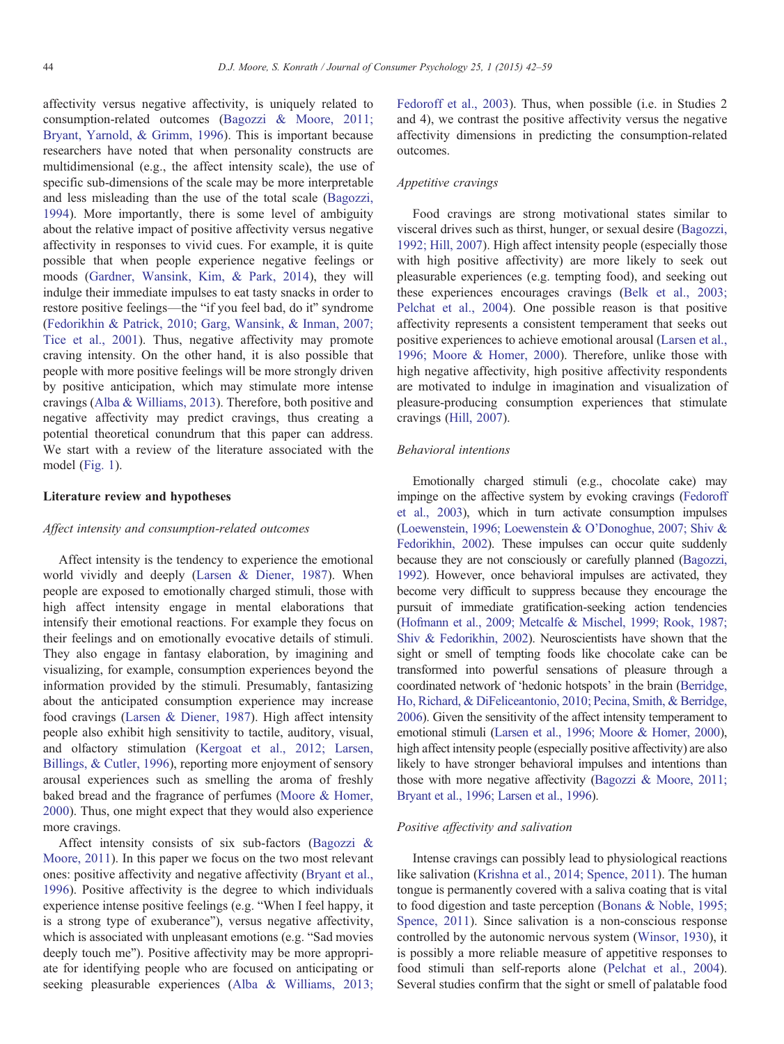affectivity versus negative affectivity, is uniquely related to consumption-related outcomes (Bagozzi & Moore, 2011; Bryant, Yarnold, & Grimm, 1996). This is important because researchers have noted that when personality constructs are multidimensional (e.g., the affect intensity scale), the use of specific sub-dimensions of the scale may be more interpretable and less misleading than the use of the total scale (Bagozzi, 1994). More importantly, there is some level of ambiguity about the relative impact of positive affectivity versus negative affectivity in responses to vivid cues. For example, it is quite possible that when people experience negative feelings or moods (Gardner, Wansink, Kim, & Park, 2014), they will indulge their immediate impulses to eat tasty snacks in order to restore positive feelings—the "if you feel bad, do it" syndrome (Fedorikhin & Patrick, 2010; Garg, Wansink, & Inman, 2007; Tice et al., 2001). Thus, negative affectivity may promote craving intensity. On the other hand, it is also possible that people with more positive feelings will be more strongly driven by positive anticipation, which may stimulate more intense cravings (Alba & Williams, 2013). Therefore, both positive and negative affectivity may predict cravings, thus creating a potential theoretical conundrum that this paper can address. We start with a review of the literature associated with the model (Fig. 1).

## Literature review and hypotheses

### *Affect intensity and consumption-related outcomes*

Affect intensity is the tendency to experience the emotional world vividly and deeply (Larsen & Diener, 1987). When people are exposed to emotionally charged stimuli, those with high affect intensity engage in mental elaborations that intensify their emotional reactions. For example they focus on their feelings and on emotionally evocative details of stimuli. They also engage in fantasy elaboration, by imagining and visualizing, for example, consumption experiences beyond the information provided by the stimuli. Presumably, fantasizing about the anticipated consumption experience may increase food cravings (Larsen & Diener, 1987). High affect intensity people also exhibit high sensitivity to tactile, auditory, visual, and olfactory stimulation (Kergoat et al., 2012; Larsen, Billings, & Cutler, 1996), reporting more enjoyment of sensory arousal experiences such as smelling the aroma of freshly baked bread and the fragrance of perfumes (Moore & Homer, 2000). Thus, one might expect that they would also experience more cravings.

Affect intensity consists of six sub-factors (Bagozzi & Moore, 2011). In this paper we focus on the two most relevant ones: positive affectivity and negative affectivity (Bryant et al., 1996). Positive affectivity is the degree to which individuals experience intense positive feelings (e.g. "When I feel happy, it is a strong type of exuberance"), versus negative affectivity, which is associated with unpleasant emotions (e.g. "Sad movies deeply touch me"). Positive affectivity may be more appropriate for identifying people who are focused on anticipating or seeking pleasurable experiences (Alba & Williams, 2013; Fedoroff et al., 2003). Thus, when possible (i.e. in Studies 2 and 4), we contrast the positive affectivity versus the negative affectivity dimensions in predicting the consumption-related outcomes.

### *Appetitive cravings*

Food cravings are strong motivational states similar to visceral drives such as thirst, hunger, or sexual desire (Bagozzi, 1992; Hill, 2007). High affect intensity people (especially those with high positive affectivity) are more likely to seek out pleasurable experiences (e.g. tempting food), and seeking out these experiences encourages cravings (Belk et al., 2003; Pelchat et al., 2004). One possible reason is that positive affectivity represents a consistent temperament that seeks out positive experiences to achieve emotional arousal (Larsen et al., 1996; Moore & Homer, 2000). Therefore, unlike those with high negative affectivity, high positive affectivity respondents are motivated to indulge in imagination and visualization of pleasure-producing consumption experiences that stimulate cravings (Hill, 2007).

### *Behavioral intentions*

Emotionally charged stimuli (e.g., chocolate cake) may impinge on the affective system by evoking cravings (Fedoroff et al., 2003), which in turn activate consumption impulses (Loewenstein, 1996; Loewenstein & O'Donoghue, 2007; Shiv & Fedorikhin, 2002). These impulses can occur quite suddenly because they are not consciously or carefully planned (Bagozzi, 1992). However, once behavioral impulses are activated, they become very difficult to suppress because they encourage the pursuit of immediate gratification-seeking action tendencies (Hofmann et al., 2009; Metcalfe & Mischel, 1999; Rook, 1987; Shiv & Fedorikhin, 2002). Neuroscientists have shown that the sight or smell of tempting foods like chocolate cake can be transformed into powerful sensations of pleasure through a coordinated network of 'hedonic hotspots' in the brain (Berridge, Ho, Richard, & DiFeliceantonio, 2010; Pecina, Smith, & Berridge, 2006). Given the sensitivity of the affect intensity temperament to emotional stimuli (Larsen et al., 1996; Moore & Homer, 2000), high affect intensity people (especially positive affectivity) are also likely to have stronger behavioral impulses and intentions than those with more negative affectivity (Bagozzi & Moore, 2011; Bryant et al., 1996; Larsen et al., 1996).

### *Positive affectivity and salivation*

Intense cravings can possibly lead to physiological reactions like salivation (Krishna et al., 2014; Spence, 2011). The human tongue is permanently covered with a saliva coating that is vital to food digestion and taste perception (Bonans & Noble, 1995; Spence, 2011). Since salivation is a non-conscious response controlled by the autonomic nervous system (Winsor, 1930), it is possibly a more reliable measure of appetitive responses to food stimuli than self-reports alone (Pelchat et al., 2004). Several studies confirm that the sight or smell of palatable food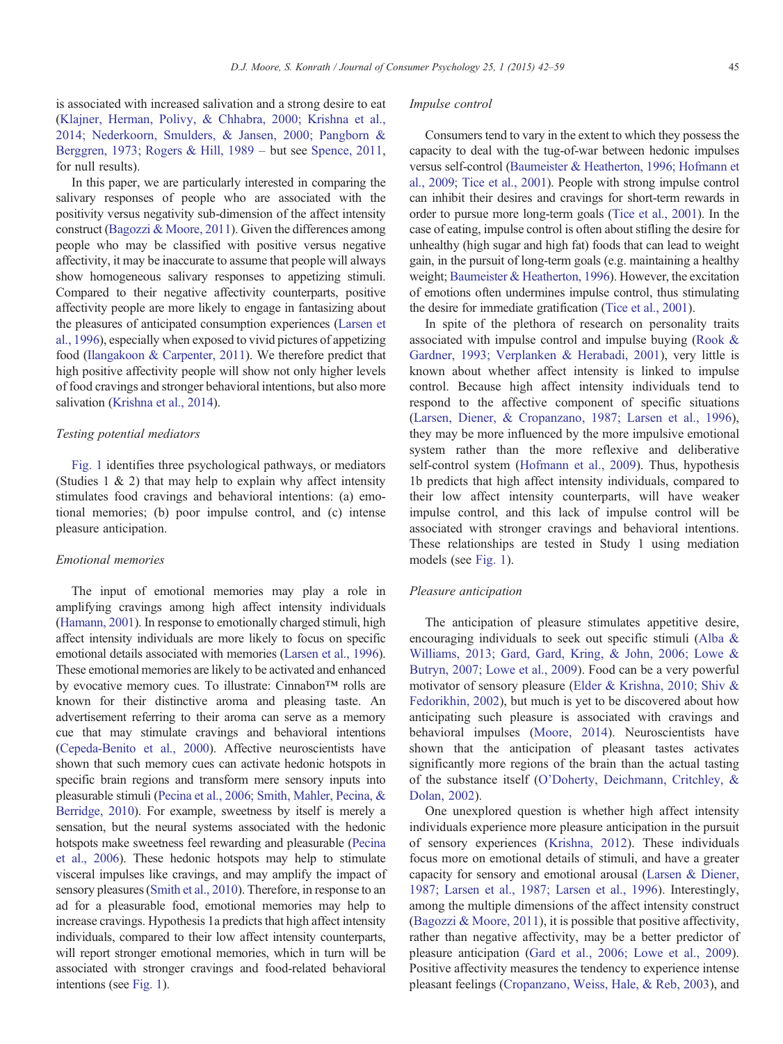is associated with increased salivation and a strong desire to eat (Klajner, Herman, Polivy, & Chhabra, 2000; Krishna et al., 2014; Nederkoorn, Smulders, & Jansen, 2000; Pangborn & Berggren, 1973; Rogers & Hill, 1989 – but see Spence, 2011, for null results).

In this paper, we are particularly interested in comparing the salivary responses of people who are associated with the positivity versus negativity sub-dimension of the affect intensity construct (Bagozzi & Moore, 2011). Given the differences among people who may be classified with positive versus negative affectivity, it may be inaccurate to assume that people will always show homogeneous salivary responses to appetizing stimuli. Compared to their negative affectivity counterparts, positive affectivity people are more likely to engage in fantasizing about the pleasures of anticipated consumption experiences (Larsen et al., 1996), especially when exposed to vivid pictures of appetizing food (Ilangakoon & Carpenter, 2011). We therefore predict that high positive affectivity people will show not only higher levels of food cravings and stronger behavioral intentions, but also more salivation (Krishna et al., 2014).

### Testing potential mediators

Fig. 1 identifies three psychological pathways, or mediators (Studies 1 & 2) that may help to explain why affect intensity stimulates food cravings and behavioral intentions: (a) emotional memories; (b) poor impulse control, and (c) intense pleasure anticipation.

### Emotional memories

The input of emotional memories may play a role in amplifying cravings among high affect intensity individuals (Hamann, 2001). In response to emotionally charged stimuli, high affect intensity individuals are more likely to focus on specific emotional details associated with memories (Larsen et al., 1996). These emotional memories are likely to be activated and enhanced by evocative memory cues. To illustrate: Cinnabon™ rolls are known for their distinctive aroma and pleasing taste. An advertisement referring to their aroma can serve as a memory cue that may stimulate cravings and behavioral intentions (Cepeda-Benito et al., 2000). Affective neuroscientists have shown that such memory cues can activate hedonic hotspots in specific brain regions and transform mere sensory inputs into pleasurable stimuli (Pecina et al., 2006; Smith, Mahler, Pecina, & Berridge, 2010). For example, sweetness by itself is merely a sensation, but the neural systems associated with the hedonic hotspots make sweetness feel rewarding and pleasurable (Pecina et al., 2006). These hedonic hotspots may help to stimulate visceral impulses like cravings, and may amplify the impact of sensory pleasures (Smith et al., 2010). Therefore, in response to an ad for a pleasurable food, emotional memories may help to increase cravings. Hypothesis 1a predicts that high affect intensity individuals, compared to their low affect intensity counterparts, will report stronger emotional memories, which in turn will be associated with stronger cravings and food-related behavioral intentions (see Fig. 1).

### Impulse control

Consumers tend to vary in the extent to which they possess the capacity to deal with the tug-of-war between hedonic impulses versus self-control (Baumeister & Heatherton, 1996; Hofmann et al., 2009; Tice et al., 2001). People with strong impulse control can inhibit their desires and cravings for short-term rewards in order to pursue more long-term goals (Tice et al., 2001). In the case of eating, impulse control is often about stifling the desire for unhealthy (high sugar and high fat) foods that can lead to weight gain, in the pursuit of long-term goals (e.g. maintaining a healthy weight; Baumeister & Heatherton, 1996). However, the excitation of emotions often undermines impulse control, thus stimulating the desire for immediate gratification (Tice et al., 2001).

In spite of the plethora of research on personality traits associated with impulse control and impulse buying (Rook & Gardner, 1993; Verplanken & Herabadi, 2001), very little is known about whether affect intensity is linked to impulse control. Because high affect intensity individuals tend to respond to the affective component of specific situations (Larsen, Diener, & Cropanzano, 1987; Larsen et al., 1996), they may be more influenced by the more impulsive emotional system rather than the more reflexive and deliberative self-control system (Hofmann et al., 2009). Thus, hypothesis 1b predicts that high affect intensity individuals, compared to their low affect intensity counterparts, will have weaker impulse control, and this lack of impulse control will be associated with stronger cravings and behavioral intentions. These relationships are tested in Study 1 using mediation models (see Fig. 1).

### Pleasure anticipation

The anticipation of pleasure stimulates appetitive desire, encouraging individuals to seek out specific stimuli (Alba & Williams, 2013; Gard, Gard, Kring, & John, 2006; Lowe & Butryn, 2007; Lowe et al., 2009). Food can be a very powerful motivator of sensory pleasure (Elder & Krishna, 2010; Shiv & Fedorikhin, 2002), but much is yet to be discovered about how anticipating such pleasure is associated with cravings and behavioral impulses (Moore, 2014). Neuroscientists have shown that the anticipation of pleasant tastes activates significantly more regions of the brain than the actual tasting of the substance itself (O'Doherty, Deichmann, Critchley, & Dolan, 2002).

One unexplored question is whether high affect intensity individuals experience more pleasure anticipation in the pursuit of sensory experiences (Krishna, 2012). These individuals focus more on emotional details of stimuli, and have a greater capacity for sensory and emotional arousal (Larsen & Diener, 1987; Larsen et al., 1987; Larsen et al., 1996). Interestingly, among the multiple dimensions of the affect intensity construct (Bagozzi & Moore, 2011), it is possible that positive affectivity, rather than negative affectivity, may be a better predictor of pleasure anticipation (Gard et al., 2006; Lowe et al., 2009). Positive affectivity measures the tendency to experience intense pleasant feelings (Cropanzano, Weiss, Hale, & Reb, 2003), and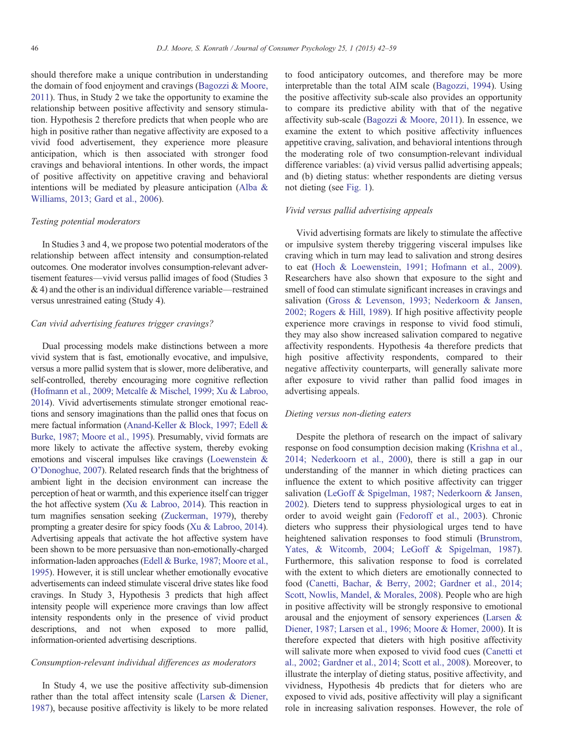should therefore make a unique contribution in understanding the domain of food enjoyment and cravings (Bagozzi & Moore, 2011). Thus, in Study 2 we take the opportunity to examine the relationship between positive affectivity and sensory stimulation. Hypothesis 2 therefore predicts that when people who are high in positive rather than negative affectivity are exposed to a vivid food advertisement, they experience more pleasure anticipation, which is then associated with stronger food cravings and behavioral intentions. In other words, the impact of positive affectivity on appetitive craving and behavioral intentions will be mediated by pleasure anticipation (Alba & Williams, 2013; Gard et al., 2006).

*Testing potential moderators*

In Studies 3 and 4, we propose two potential moderators of the relationship between affect intensity and consumption-related outcomes. One moderator involves consumption-relevant advertisement features—vivid versus pallid images of food (Studies 3 & 4) and the other is an individual difference variable—restrained versus unrestrained eating (Study 4).

*Can vivid advertising features trigger cravings?*

Dual processing models make distinctions between a more vivid system that is fast, emotionally evocative, and impulsive, versus a more pallid system that is slower, more deliberative, and self-controlled, thereby encouraging more cognitive reflection (Hofmann et al., 2009; Metcalfe & Mischel, 1999; Xu & Labroo, 2014). Vivid advertisements stimulate stronger emotional reactions and sensory imaginations than the pallid ones that focus on mere factual information (Anand-Keller & Block, 1997; Edell & Burke, 1987; Moore et al., 1995). Presumably, vivid formats are more likely to activate the affective system, thereby evoking emotions and visceral impulses like cravings (Loewenstein & O'Donoghue, 2007). Related research finds that the brightness of ambient light in the decision environment can increase the perception of heat or warmth, and this experience itself can trigger the hot affective system (Xu & Labroo, 2014). This reaction in turn magnifies sensation seeking (Zuckerman, 1979), thereby prompting a greater desire for spicy foods (Xu & Labroo, 2014). Advertising appeals that activate the hot affective system have been shown to be more persuasive than non-emotionally-charged information-laden approaches (Edell & Burke, 1987; Moore et al., 1995). However, it is still unclear whether emotionally evocative advertisements can indeed stimulate visceral drive states like food cravings. In Study 3, Hypothesis 3 predicts that high affect intensity people will experience more cravings than low affect intensity respondents only in the presence of vivid product descriptions, and not when exposed to more pallid, information-oriented advertising descriptions.

*Consumption-relevant individual differences as moderators*

In Study 4, we use the positive affectivity sub-dimension rather than the total affect intensity scale (Larsen & Diener, 1987), because positive affectivity is likely to be more related to food anticipatory outcomes, and therefore may be more interpretable than the total AIM scale (Bagozzi, 1994). Using the positive affectivity sub-scale also provides an opportunity to compare its predictive ability with that of the negative affectivity sub-scale (Bagozzi & Moore, 2011). In essence, we examine the extent to which positive affectivity influences appetitive craving, salivation, and behavioral intentions through the moderating role of two consumption-relevant individual difference variables: (a) vivid versus pallid advertising appeals; and (b) dieting status: whether respondents are dieting versus not dieting (see Fig. 1).

*Vivid versus pallid advertising appeals*

Vivid advertising formats are likely to stimulate the affective or impulsive system thereby triggering visceral impulses like craving which in turn may lead to salivation and strong desires to eat (Hoch & Loewenstein, 1991; Hofmann et al., 2009). Researchers have also shown that exposure to the sight and smell of food can stimulate significant increases in cravings and salivation (Gross & Levenson, 1993; Nederkoorn & Jansen, 2002; Rogers & Hill, 1989). If high positive affectivity people experience more cravings in response to vivid food stimuli, they may also show increased salivation compared to negative affectivity respondents. Hypothesis 4a therefore predicts that high positive affectivity respondents, compared to their negative affectivity counterparts, will generally salivate more after exposure to vivid rather than pallid food images in advertising appeals.

*Dieting versus non-dieting eaters*

Despite the plethora of research on the impact of salivary response on food consumption decision making (Krishna et al., 2014; Nederkoorn et al., 2000), there is still a gap in our understanding of the manner in which dieting practices can influence the extent to which positive affectivity can trigger salivation (LeGoff & Spigelman, 1987; Nederkoorn & Jansen, 2002). Dieters tend to suppress physiological urges to eat in order to avoid weight gain (Fedoroff et al., 2003). Chronic dieters who suppress their physiological urges tend to have heightened salivation responses to food stimuli (Brunstrom, Yates, & Witcomb, 2004; LeGoff & Spigelman, 1987). Furthermore, this salivation response to food is correlated with the extent to which dieters are emotionally connected to food (Canetti, Bachar, & Berry, 2002; Gardner et al., 2014; Scott, Nowlis, Mandel, & Morales, 2008). People who are high in positive affectivity will be strongly responsive to emotional arousal and the enjoyment of sensory experiences (Larsen & Diener, 1987; Larsen et al., 1996; Moore & Homer, 2000). It is therefore expected that dieters with high positive affectivity will salivate more when exposed to vivid food cues (Canetti et al., 2002; Gardner et al., 2014; Scott et al., 2008). Moreover, to illustrate the interplay of dieting status, positive affectivity, and vividness, Hypothesis 4b predicts that for dieters who are exposed to vivid ads, positive affectivity will play a significant role in increasing salivation responses. However, the role of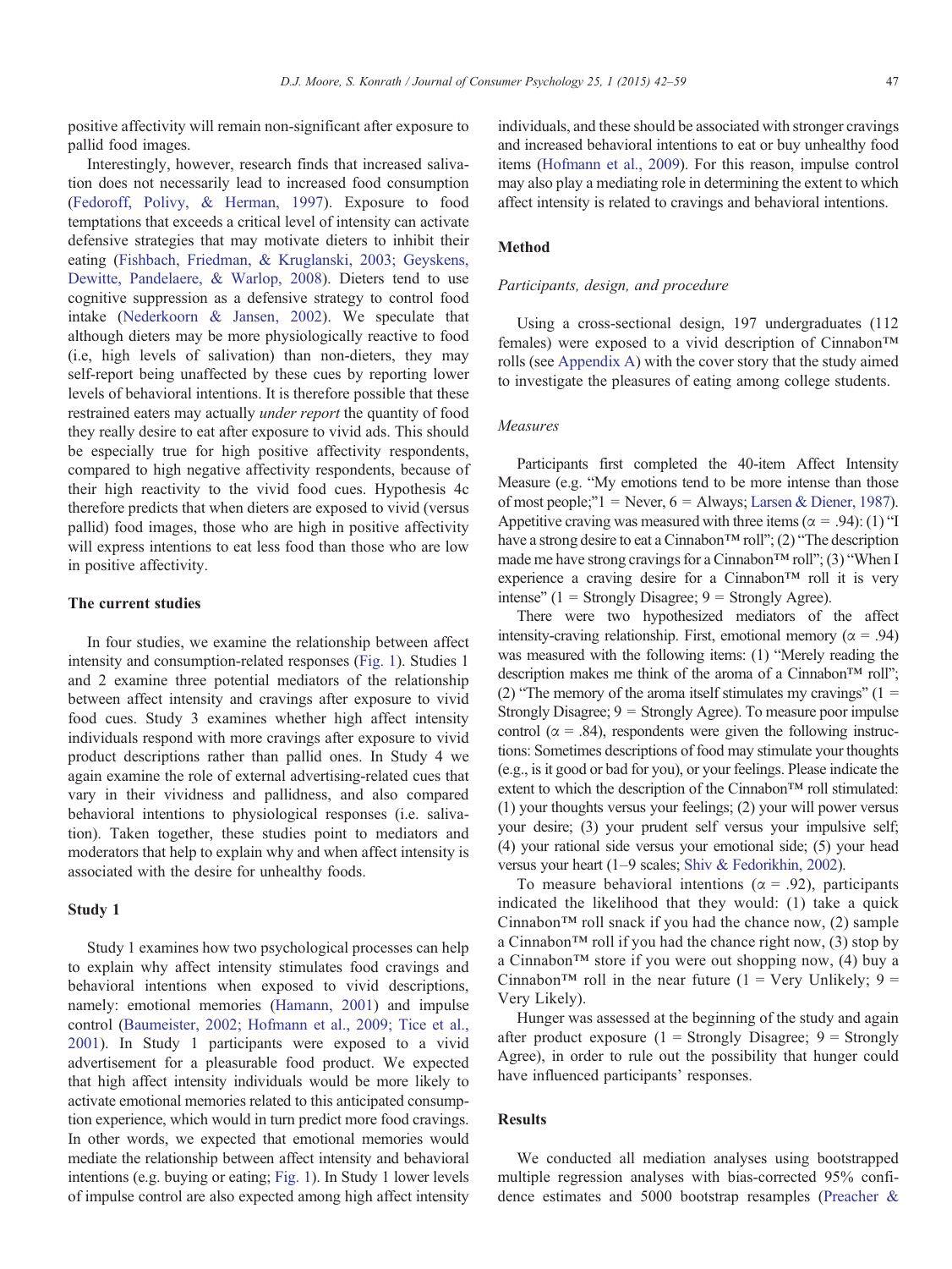positive affectivity will remain non-significant after exposure to pallid food images.

Interestingly, however, research finds that increased salivation does not necessarily lead to increased food consumption (Fedoroff, Polivy, & Herman, 1997). Exposure to food temptations that exceeds a critical level of intensity can activate defensive strategies that may motivate dieters to inhibit their eating (Fishbach, Friedman, & Kruglanski, 2003; Geyskens, Dewitte, Pandelaere, & Warlop, 2008). Dieters tend to use cognitive suppression as a defensive strategy to control food intake (Nederkoorn & Jansen, 2002). We speculate that although dieters may be more physiologically reactive to food (i.e, high levels of salivation) than non-dieters, they may self-report being unaffected by these cues by reporting lower levels of behavioral intentions. It is therefore possible that these restrained eaters may actually *under report* the quantity of food they really desire to eat after exposure to vivid ads. This should be especially true for high positive affectivity respondents, compared to high negative affectivity respondents, because of their high reactivity to the vivid food cues. Hypothesis 4c therefore predicts that when dieters are exposed to vivid (versus pallid) food images, those who are high in positive affectivity will express intentions to eat less food than those who are low in positive affectivity.

## The current studies

In four studies, we examine the relationship between affect intensity and consumption-related responses (Fig. 1). Studies 1 and 2 examine three potential mediators of the relationship between affect intensity and cravings after exposure to vivid food cues. Study 3 examines whether high affect intensity individuals respond with more cravings after exposure to vivid product descriptions rather than pallid ones. In Study 4 we again examine the role of external advertising-related cues that vary in their vividness and pallidness, and also compared behavioral intentions to physiological responses (i.e. salivation). Taken together, these studies point to mediators and moderators that help to explain why and when affect intensity is associated with the desire for unhealthy foods.

## Study 1

Study 1 examines how two psychological processes can help to explain why affect intensity stimulates food cravings and behavioral intentions when exposed to vivid descriptions, namely: emotional memories (Hamann, 2001) and impulse control (Baumeister, 2002; Hofmann et al., 2009; Tice et al., 2001). In Study 1 participants were exposed to a vivid advertisement for a pleasurable food product. We expected that high affect intensity individuals would be more likely to activate emotional memories related to this anticipated consumption experience, which would in turn predict more food cravings. In other words, we expected that emotional memories would mediate the relationship between affect intensity and behavioral intentions (e.g. buying or eating; Fig. 1). In Study 1 lower levels of impulse control are also expected among high affect intensity individuals, and these should be associated with stronger cravings and increased behavioral intentions to eat or buy unhealthy food items (Hofmann et al., 2009). For this reason, impulse control may also play a mediating role in determining the extent to which affect intensity is related to cravings and behavioral intentions.

### Method

#### *Participants, design, and procedure*

Using a cross-sectional design, 197 undergraduates (112 females) were exposed to a vivid description of Cinnabon™ rolls (see Appendix A) with the cover story that the study aimed to investigate the pleasures of eating among college students.

#### *Measures*

Participants first completed the 40-item Affect Intensity Measure (e.g. "My emotions tend to be more intense than those of most people;"1 = Never, 6 = Always; Larsen & Diener, 1987). Appetitive craving was measured with three items ($\alpha$ = .94): (1) "I have a strong desire to eat a Cinnabon™ roll"; (2) "The description made me have strong cravings for a Cinnabon™ roll"; (3) "When I experience a craving desire for a Cinnabon™ roll it is very intense" (1 = Strongly Disagree; 9 = Strongly Agree).

There were two hypothesized mediators of the affect intensity-craving relationship. First, emotional memory ($\alpha$ = .94) was measured with the following items: (1) "Merely reading the description makes me think of the aroma of a Cinnabon™ roll"; (2) "The memory of the aroma itself stimulates my cravings" (1 = Strongly Disagree; 9 = Strongly Agree). To measure poor impulse control ($\alpha$ = .84), respondents were given the following instructions: Sometimes descriptions of food may stimulate your thoughts (e.g., is it good or bad for you), or your feelings. Please indicate the extent to which the description of the Cinnabon™ roll stimulated: (1) your thoughts versus your feelings; (2) your will power versus your desire; (3) your prudent self versus your impulsive self; (4) your rational side versus your emotional side; (5) your head versus your heart (1–9 scales; Shiv & Fedorikhin, 2002).

To measure behavioral intentions ($\alpha$ = .92), participants indicated the likelihood that they would: (1) take a quick Cinnabon™ roll snack if you had the chance now, (2) sample a Cinnabon™ roll if you had the chance right now, (3) stop by a Cinnabon™ store if you were out shopping now, (4) buy a Cinnabon™ roll in the near future (1 = Very Unlikely; 9 = Very Likely).

Hunger was assessed at the beginning of the study and again after product exposure (1 = Strongly Disagree; 9 = Strongly Agree), in order to rule out the possibility that hunger could have influenced participants' responses.

### Results

We conducted all mediation analyses using bootstrapped multiple regression analyses with bias-corrected 95% confidence estimates and 5000 bootstrap resamples (Preacher &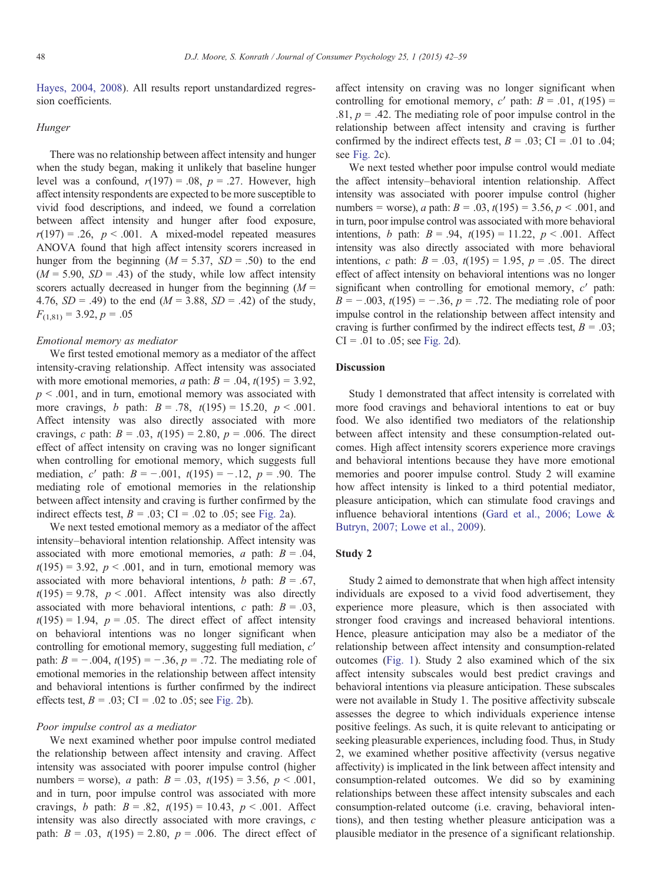Hayes, 2004, 2008). All results report unstandardized regression coefficients.

### Hunger

There was no relationship between affect intensity and hunger when the study began, making it unlikely that baseline hunger level was a confound, $r(197) = .08$, $p = .27$. However, high affect intensity respondents are expected to be more susceptible to vivid food descriptions, and indeed, we found a correlation between affect intensity and hunger after food exposure, $r(197) = .26$, $p < .001$. A mixed-model repeated measures ANOVA found that high affect intensity scorers increased in hunger from the beginning ($M = 5.37$, $SD = .50$) to the end ($M = 5.90$, $SD = .43$) of the study, while low affect intensity scorers actually decreased in hunger from the beginning ($M = 4.76$, $SD = .49$) to the end ($M = 3.88$, $SD = .42$) of the study, $F_{(1,81)} = 3.92$, $p = .05$

### Emotional memory as mediator

We first tested emotional memory as a mediator of the affect intensity-craving relationship. Affect intensity was associated with more emotional memories, *a* path: $B = .04$, $t(195) = 3.92$, $p < .001$, and in turn, emotional memory was associated with more cravings, *b* path: $B = .78$, $t(195) = 15.20$, $p < .001$. Affect intensity was also directly associated with more cravings, *c* path: $B = .03$, $t(195) = 2.80$, $p = .006$. The direct effect of affect intensity on craving was no longer significant when controlling for emotional memory, which suggests full mediation, $c'$ path: $B = -.001$, $t(195) = -.12$, $p = .90$. The mediating role of emotional memories in the relationship between affect intensity and craving is further confirmed by the indirect effects test, $B = .03$; CI = .02 to .05; see Fig. 2a).

We next tested emotional memory as a mediator of the affect intensity–behavioral intention relationship. Affect intensity was associated with more emotional memories, *a* path: $B = .04$, $t(195) = 3.92$, $p < .001$, and in turn, emotional memory was associated with more behavioral intentions, *b* path: $B = .67$, $t(195) = 9.78$, $p < .001$. Affect intensity was also directly associated with more behavioral intentions, *c* path: $B = .03$, $t(195) = 1.94$, $p = .05$. The direct effect of affect intensity on behavioral intentions was no longer significant when controlling for emotional memory, suggesting full mediation, $c'$ path: $B = -.004$, $t(195) = -.36$, $p = .72$. The mediating role of emotional memories in the relationship between affect intensity and behavioral intentions is further confirmed by the indirect effects test, $B = .03$; CI = .02 to .05; see Fig. 2b).

### Poor impulse control as a mediator

We next examined whether poor impulse control mediated the relationship between affect intensity and craving. Affect intensity was associated with poorer impulse control (higher numbers = worse), *a* path: $B = .03$, $t(195) = 3.56$, $p < .001$, and in turn, poor impulse control was associated with more cravings, *b* path: $B = .82$, $t(195) = 10.43$, $p < .001$. Affect intensity was also directly associated with more cravings, *c* path: $B = .03$, $t(195) = 2.80$, $p = .006$. The direct effect of affect intensity on craving was no longer significant when controlling for emotional memory, $c'$ path: $B = .01$, $t(195) = .81$, $p = .42$. The mediating role of poor impulse control in the relationship between affect intensity and craving is further confirmed by the indirect effects test, $B = .03$; CI = .01 to .04; see Fig. 2c).

We next tested whether poor impulse control would mediate the affect intensity–behavioral intention relationship. Affect intensity was associated with poorer impulse control (higher numbers = worse), *a* path: $B = .03$, $t(195) = 3.56$, $p < .001$, and in turn, poor impulse control was associated with more behavioral intentions, *b* path: $B = .94$, $t(195) = 11.22$, $p < .001$. Affect intensity was also directly associated with more behavioral intentions, *c* path: $B = .03$, $t(195) = 1.95$, $p = .05$. The direct effect of affect intensity on behavioral intentions was no longer significant when controlling for emotional memory, $c'$ path: $B = -.003$, $t(195) = -.36$, $p = .72$. The mediating role of poor impulse control in the relationship between affect intensity and craving is further confirmed by the indirect effects test, $B = .03$; CI = .01 to .05; see Fig. 2d).

## Discussion

Study 1 demonstrated that affect intensity is correlated with more food cravings and behavioral intentions to eat or buy food. We also identified two mediators of the relationship between affect intensity and these consumption-related outcomes. High affect intensity scorers experience more cravings and behavioral intentions because they have more emotional memories and poorer impulse control. Study 2 will examine how affect intensity is linked to a third potential mediator, pleasure anticipation, which can stimulate food cravings and influence behavioral intentions (Gard et al., 2006; Lowe & Butryn, 2007; Lowe et al., 2009).

## Study 2

Study 2 aimed to demonstrate that when high affect intensity individuals are exposed to a vivid food advertisement, they experience more pleasure, which is then associated with stronger food cravings and increased behavioral intentions. Hence, pleasure anticipation may also be a mediator of the relationship between affect intensity and consumption-related outcomes (Fig. 1). Study 2 also examined which of the six affect intensity subscales would best predict cravings and behavioral intentions via pleasure anticipation. These subscales were not available in Study 1. The positive affectivity subscale assesses the degree to which individuals experience intense positive feelings. As such, it is quite relevant to anticipating or seeking pleasurable experiences, including food. Thus, in Study 2, we examined whether positive affectivity (versus negative affectivity) is implicated in the link between affect intensity and consumption-related outcomes. We did so by examining relationships between these affect intensity subscales and each consumption-related outcome (i.e. craving, behavioral intentions), and then testing whether pleasure anticipation was a plausible mediator in the presence of a significant relationship.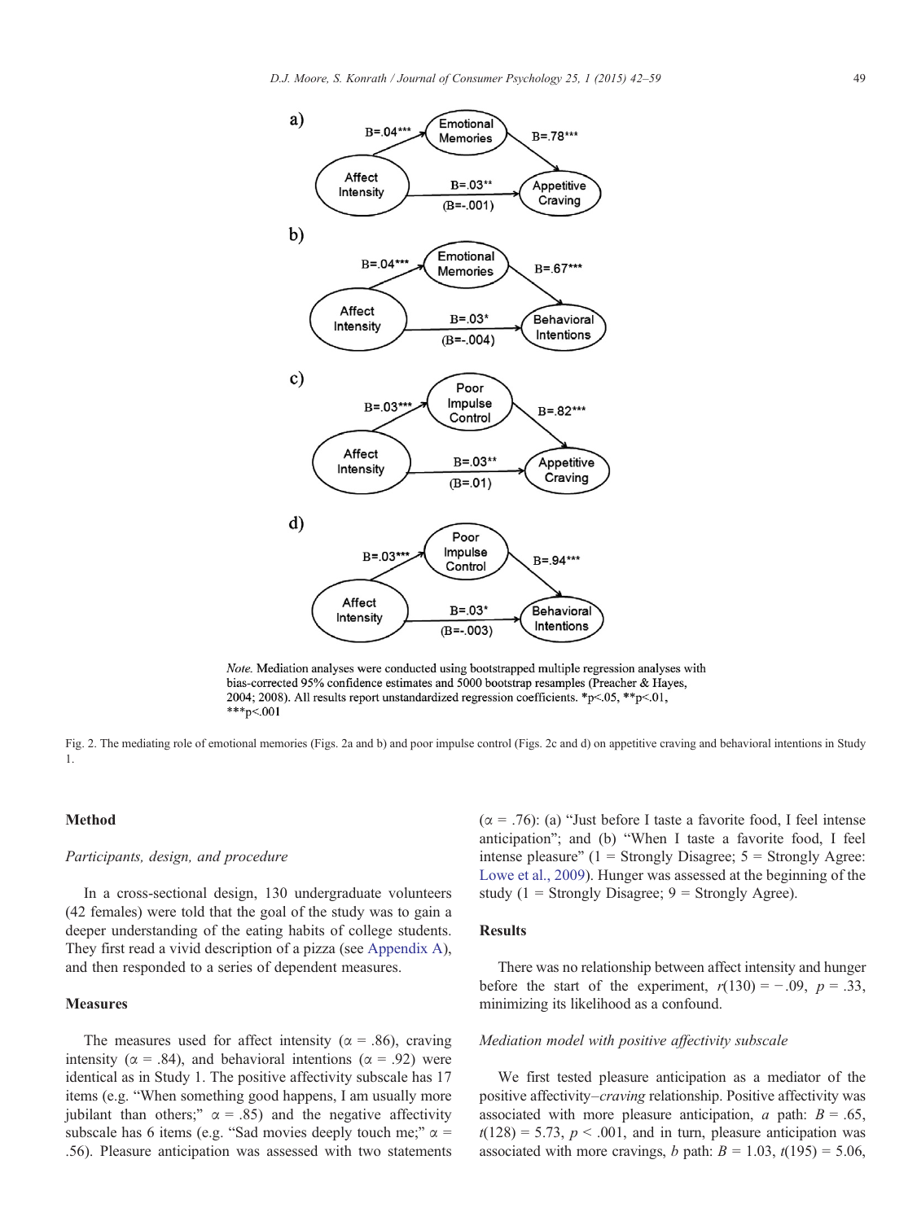*Note.* Mediation analyses were conducted using bootstrapped multiple regression analyses with bias-corrected 95% confidence estimates and 5000 bootstrap resamples (Preacher & Hayes, 2004; 2008). All results report unstandardized regression coefficients. *p<.05, **p<.01, ***p<.001

Fig. 2. The mediating role of emotional memories (Figs. 2a and b) and poor impulse control (Figs. 2c and d) on appetitive craving and behavioral intentions in Study 1.

### Method

#### *Participants, design, and procedure*

In a cross-sectional design, 130 undergraduate volunteers (42 females) were told that the goal of the study was to gain a deeper understanding of the eating habits of college students. They first read a vivid description of a pizza (see Appendix A), and then responded to a series of dependent measures.

#### Measures

The measures used for affect intensity ($\alpha = .86$), craving intensity ($\alpha = .84$), and behavioral intentions ($\alpha = .92$) were identical as in Study 1. The positive affectivity subscale has 17 items (e.g. "When something good happens, I am usually more jubilant than others;" $\alpha = .85$) and the negative affectivity subscale has 6 items (e.g. "Sad movies deeply touch me;" $\alpha = .56$). Pleasure anticipation was assessed with two statements ($\alpha = .76$): (a) "Just before I taste a favorite food, I feel intense anticipation"; and (b) "When I taste a favorite food, I feel intense pleasure" (1 = Strongly Disagree; 5 = Strongly Agree: Lowe et al., 2009). Hunger was assessed at the beginning of the study (1 = Strongly Disagree; 9 = Strongly Agree).

### Results

There was no relationship between affect intensity and hunger before the start of the experiment, $r(130) = -.09$, $p = .33$, minimizing its likelihood as a confound.

#### *Mediation model with positive affectivity subscale*

We first tested pleasure anticipation as a mediator of the positive affectivity–*craving* relationship. Positive affectivity was associated with more pleasure anticipation, *a* path: $B = .65$, $t(128) = 5.73$, $p < .001$, and in turn, pleasure anticipation was associated with more cravings, *b* path: $B = 1.03$, $t(195) = 5.06$,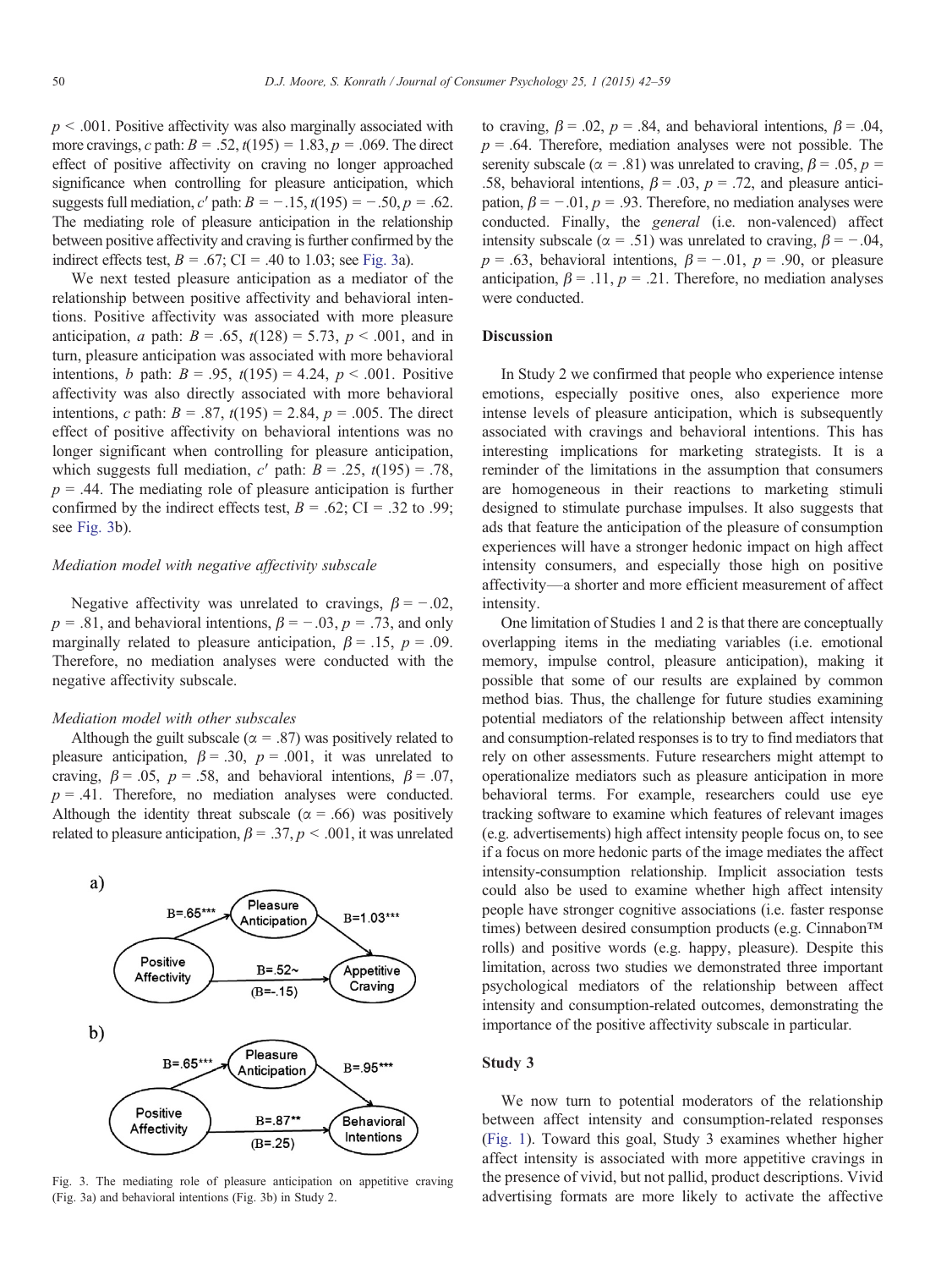$p < .001$. Positive affectivity was also marginally associated with more cravings, *c* path: $B = .52$, $t(195) = 1.83$, $p = .069$. The direct effect of positive affectivity on craving no longer approached significance when controlling for pleasure anticipation, which suggests full mediation, *c′* path: $B = -.15$, $t(195) = -.50$, $p = .62$. The mediating role of pleasure anticipation in the relationship between positive affectivity and craving is further confirmed by the indirect effects test, $B = .67$; CI = .40 to 1.03; see Fig. 3a).

We next tested pleasure anticipation as a mediator of the relationship between positive affectivity and behavioral intentions. Positive affectivity was associated with more pleasure anticipation, *a* path: $B = .65$, $t(128) = 5.73$, $p < .001$, and in turn, pleasure anticipation was associated with more behavioral intentions, *b* path: $B = .95$, $t(195) = 4.24$, $p < .001$. Positive affectivity was also directly associated with more behavioral intentions, *c* path: $B = .87$, $t(195) = 2.84$, $p = .005$. The direct effect of positive affectivity on behavioral intentions was no longer significant when controlling for pleasure anticipation, which suggests full mediation, *c′* path: $B = .25$, $t(195) = .78$, $p = .44$. The mediating role of pleasure anticipation is further confirmed by the indirect effects test, $B = .62$; CI = .32 to .99; see Fig. 3b).

### *Mediation model with negative affectivity subscale*

Negative affectivity was unrelated to cravings, $\beta = -.02$, $p = .81$, and behavioral intentions, $\beta = -.03$, $p = .73$, and only marginally related to pleasure anticipation, $\beta = .15$, $p = .09$. Therefore, no mediation analyses were conducted with the negative affectivity subscale.

### *Mediation model with other subscales*

Although the guilt subscale ($\alpha = .87$) was positively related to pleasure anticipation, $\beta = .30$, $p = .001$, it was unrelated to craving, $\beta = .05$, $p = .58$, and behavioral intentions, $\beta = .07$, $p = .41$. Therefore, no mediation analyses were conducted. Although the identity threat subscale ($\alpha = .66$) was positively related to pleasure anticipation, $\beta = .37$, $p < .001$, it was unrelated to craving, $\beta = .02$, $p = .84$, and behavioral intentions, $\beta = .04$, $p = .64$. Therefore, mediation analyses were not possible. The serenity subscale ($\alpha = .81$) was unrelated to craving, $\beta = .05$, $p = .58$, behavioral intentions, $\beta = .03$, $p = .72$, and pleasure anticipation, $\beta = -.01$, $p = .93$. Therefore, no mediation analyses were conducted. Finally, the *general* (i.e. non-valenced) affect intensity subscale ($\alpha = .51$) was unrelated to craving, $\beta = -.04$, $p = .63$, behavioral intentions, $\beta = -.01$, $p = .90$, or pleasure anticipation, $\beta = .11$, $p = .21$. Therefore, no mediation analyses were conducted.

a) Positive Affectivity → Pleasure Anticipation: B=.65***; Pleasure Anticipation → Appetitive Craving: B=1.03***; Positive Affectivity → Appetitive Craving: B=.52~ (B=-.15)

b) Positive Affectivity → Pleasure Anticipation: B=.65***; Pleasure Anticipation → Behavioral Intentions: B=.95***; Positive Affectivity → Behavioral Intentions: B=.87** (B=.25)

Fig. 3. The mediating role of pleasure anticipation on appetitive craving (Fig. 3a) and behavioral intentions (Fig. 3b) in Study 2.

## Discussion

In Study 2 we confirmed that people who experience intense emotions, especially positive ones, also experience more intense levels of pleasure anticipation, which is subsequently associated with cravings and behavioral intentions. This has interesting implications for marketing strategists. It is a reminder of the limitations in the assumption that consumers are homogeneous in their reactions to marketing stimuli designed to stimulate purchase impulses. It also suggests that ads that feature the anticipation of the pleasure of consumption experiences will have a stronger hedonic impact on high affect intensity consumers, and especially those high on positive affectivity—a shorter and more efficient measurement of affect intensity.

One limitation of Studies 1 and 2 is that there are conceptually overlapping items in the mediating variables (i.e. emotional memory, impulse control, pleasure anticipation), making it possible that some of our results are explained by common method bias. Thus, the challenge for future studies examining potential mediators of the relationship between affect intensity and consumption-related responses is to try to find mediators that rely on other assessments. Future researchers might attempt to operationalize mediators such as pleasure anticipation in more behavioral terms. For example, researchers could use eye tracking software to examine which features of relevant images (e.g. advertisements) high affect intensity people focus on, to see if a focus on more hedonic parts of the image mediates the affect intensity-consumption relationship. Implicit association tests could also be used to examine whether high affect intensity people have stronger cognitive associations (i.e. faster response times) between desired consumption products (e.g. Cinnabon™ rolls) and positive words (e.g. happy, pleasure). Despite this limitation, across two studies we demonstrated three important psychological mediators of the relationship between affect intensity and consumption-related outcomes, demonstrating the importance of the positive affectivity subscale in particular.

## Study 3

We now turn to potential moderators of the relationship between affect intensity and consumption-related responses (Fig. 1). Toward this goal, Study 3 examines whether higher affect intensity is associated with more appetitive cravings in the presence of vivid, but not pallid, product descriptions. Vivid advertising formats are more likely to activate the affective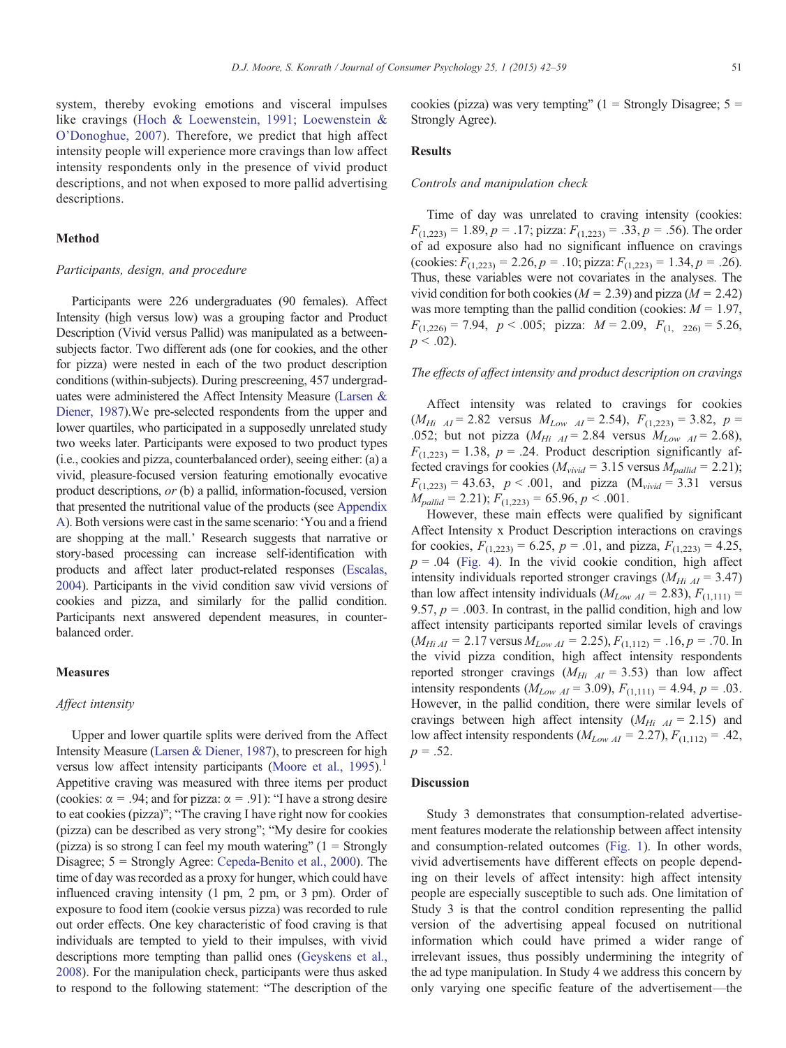system, thereby evoking emotions and visceral impulses like cravings (Hoch & Loewenstein, 1991; Loewenstein & O'Donoghue, 2007). Therefore, we predict that high affect intensity people will experience more cravings than low affect intensity respondents only in the presence of vivid product descriptions, and not when exposed to more pallid advertising descriptions.

### Method

#### *Participants, design, and procedure*

Participants were 226 undergraduates (90 females). Affect Intensity (high versus low) was a grouping factor and Product Description (Vivid versus Pallid) was manipulated as a between-subjects factor. Two different ads (one for cookies, and the other for pizza) were nested in each of the two product description conditions (within-subjects). During prescreening, 457 undergraduates were administered the Affect Intensity Measure (Larsen & Diener, 1987).We pre-selected respondents from the upper and lower quartiles, who participated in a supposedly unrelated study two weeks later. Participants were exposed to two product types (i.e., cookies and pizza, counterbalanced order), seeing either: (a) a vivid, pleasure-focused version featuring emotionally evocative product descriptions, *or* (b) a pallid, information-focused, version that presented the nutritional value of the products (see Appendix A). Both versions were cast in the same scenario: 'You and a friend are shopping at the mall.' Research suggests that narrative or story-based processing can increase self-identification with products and affect later product-related responses (Escalas, 2004). Participants in the vivid condition saw vivid versions of cookies and pizza, and similarly for the pallid condition. Participants next answered dependent measures, in counter-balanced order.

### Measures

#### *Affect intensity*

Upper and lower quartile splits were derived from the Affect Intensity Measure (Larsen & Diener, 1987), to prescreen for high versus low affect intensity participants (Moore et al., 1995).[1] Appetitive craving was measured with three items per product (cookies: α = .94; and for pizza: α = .91): "I have a strong desire to eat cookies (pizza)"; "The craving I have right now for cookies (pizza) can be described as very strong"; "My desire for cookies (pizza) is so strong I can feel my mouth watering" (1 = Strongly Disagree; 5 = Strongly Agree: Cepeda-Benito et al., 2000). The time of day was recorded as a proxy for hunger, which could have influenced craving intensity (1 pm, 2 pm, or 3 pm). Order of exposure to food item (cookie versus pizza) was recorded to rule out order effects. One key characteristic of food craving is that individuals are tempted to yield to their impulses, with vivid descriptions more tempting than pallid ones (Geyskens et al., 2008). For the manipulation check, participants were thus asked to respond to the following statement: "The description of the cookies (pizza) was very tempting" (1 = Strongly Disagree; 5 = Strongly Agree).

### Results

#### *Controls and manipulation check*

Time of day was unrelated to craving intensity (cookies: $F_{(1,223)} = 1.89, p = .17$; pizza: $F_{(1,223)} = .33, p = .56$). The order of ad exposure also had no significant influence on cravings (cookies: $F_{(1,223)} = 2.26, p = .10$; pizza: $F_{(1,223)} = 1.34, p = .26$). Thus, these variables were not covariates in the analyses. The vivid condition for both cookies ($M = 2.39$) and pizza ($M = 2.42$) was more tempting than the pallid condition (cookies: $M = 1.97$, $F_{(1,226)} = 7.94$, $p < .005$; pizza: $M = 2.09$, $F_{(1,\ 226)} = 5.26$, $p < .02$).

#### *The effects of affect intensity and product description on cravings*

Affect intensity was related to cravings for cookies ($M_{Hi\ AI} = 2.82$ versus $M_{Low\ AI} = 2.54$), $F_{(1,223)} = 3.82$, $p = .052$; but not pizza ($M_{Hi\ AI} = 2.84$ versus $M_{Low\ AI} = 2.68$), $F_{(1,223)} = 1.38$, $p = .24$. Product description significantly affected cravings for cookies ($M_{vivid} = 3.15$ versus $M_{pallid} = 2.21$); $F_{(1,223)} = 43.63$, $p < .001$, and pizza ($M_{vivid} = 3.31$ versus $M_{pallid} = 2.21$); $F_{(1,223)} = 65.96, p < .001$.

However, these main effects were qualified by significant Affect Intensity x Product Description interactions on cravings for cookies, $F_{(1,223)} = 6.25$, $p = .01$, and pizza, $F_{(1,223)} = 4.25$, $p = .04$ (Fig. 4). In the vivid cookie condition, high affect intensity individuals reported stronger cravings ($M_{Hi\ AI} = 3.47$) than low affect intensity individuals ($M_{Low\ AI} = 2.83$), $F_{(1,111)} = 9.57$, $p = .003$. In contrast, in the pallid condition, high and low affect intensity participants reported similar levels of cravings ($M_{Hi\ AI} = 2.17$ versus $M_{Low\ AI} = 2.25$), $F_{(1,112)} = .16, p = .70$. In the vivid pizza condition, high affect intensity respondents reported stronger cravings ($M_{Hi\ AI} = 3.53$) than low affect intensity respondents ($M_{Low\ AI} = 3.09$), $F_{(1,111)} = 4.94$, $p = .03$. However, in the pallid condition, there were similar levels of cravings between high affect intensity ($M_{Hi\ AI} = 2.15$) and low affect intensity respondents ($M_{Low\ AI} = 2.27$), $F_{(1,112)} = .42$, $p = .52$.

### Discussion

Study 3 demonstrates that consumption-related advertisement features moderate the relationship between affect intensity and consumption-related outcomes (Fig. 1). In other words, vivid advertisements have different effects on people depending on their levels of affect intensity: high affect intensity people are especially susceptible to such ads. One limitation of Study 3 is that the control condition representing the pallid version of the advertising appeal focused on nutritional information which could have primed a wider range of irrelevant issues, thus possibly undermining the integrity of the ad type manipulation. In Study 4 we address this concern by only varying one specific feature of the advertisement—the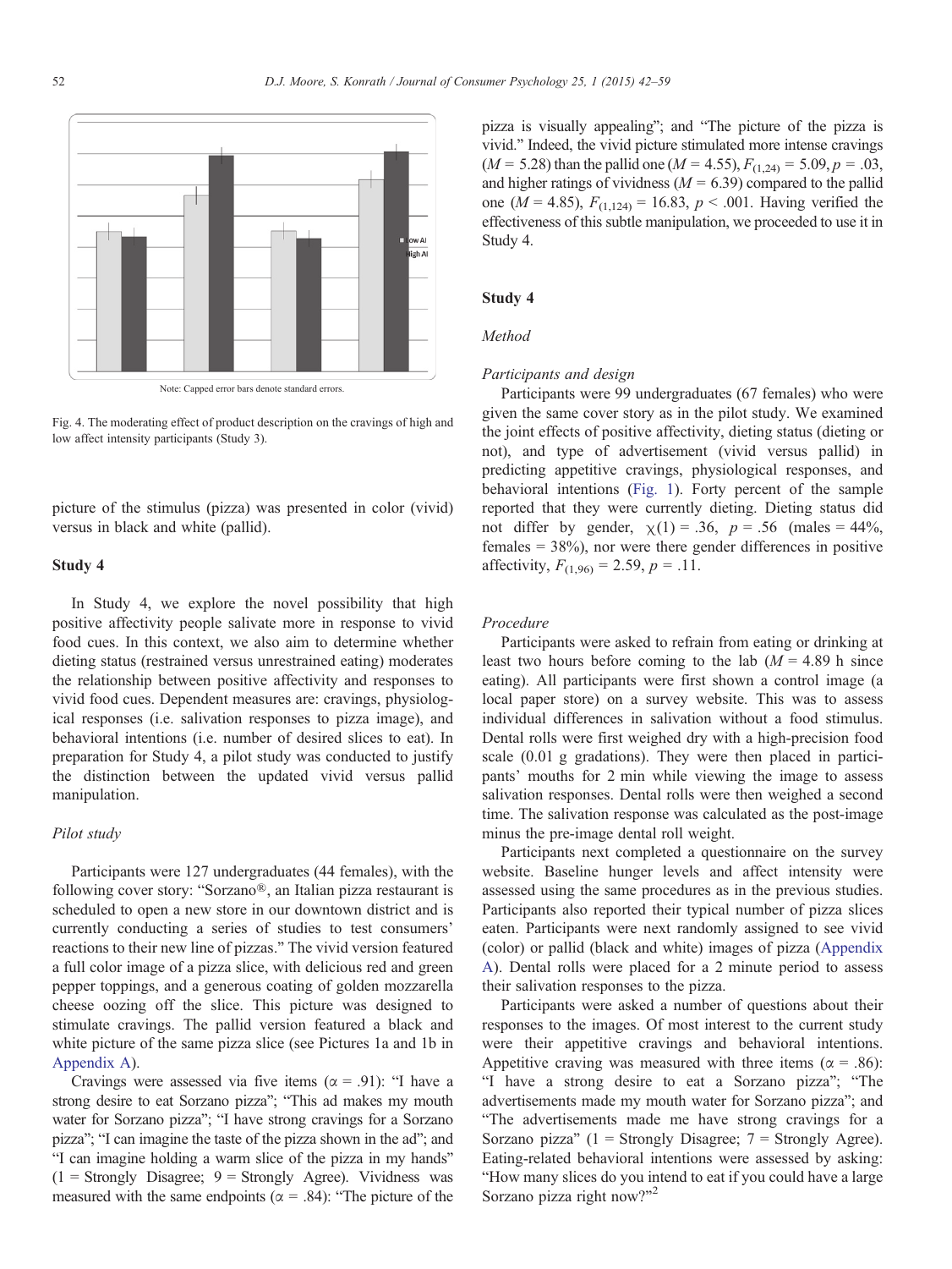Note: Capped error bars denote standard errors.

Fig. 4. The moderating effect of product description on the cravings of high and low affect intensity participants (Study 3).

picture of the stimulus (pizza) was presented in color (vivid) versus in black and white (pallid).

## Study 4

In Study 4, we explore the novel possibility that high positive affectivity people salivate more in response to vivid food cues. In this context, we also aim to determine whether dieting status (restrained versus unrestrained eating) moderates the relationship between positive affectivity and responses to vivid food cues. Dependent measures are: cravings, physiological responses (i.e. salivation responses to pizza image), and behavioral intentions (i.e. number of desired slices to eat). In preparation for Study 4, a pilot study was conducted to justify the distinction between the updated vivid versus pallid manipulation.

### *Pilot study*

Participants were 127 undergraduates (44 females), with the following cover story: "Sorzano®, an Italian pizza restaurant is scheduled to open a new store in our downtown district and is currently conducting a series of studies to test consumers' reactions to their new line of pizzas." The vivid version featured a full color image of a pizza slice, with delicious red and green pepper toppings, and a generous coating of golden mozzarella cheese oozing off the slice. This picture was designed to stimulate cravings. The pallid version featured a black and white picture of the same pizza slice (see Pictures 1a and 1b in Appendix A).

Cravings were assessed via five items ($\alpha = .91$): "I have a strong desire to eat Sorzano pizza"; "This ad makes my mouth water for Sorzano pizza"; "I have strong cravings for a Sorzano pizza"; "I can imagine the taste of the pizza shown in the ad"; and "I can imagine holding a warm slice of the pizza in my hands" (1 = Strongly Disagree; 9 = Strongly Agree). Vividness was measured with the same endpoints ($\alpha = .84$): "The picture of the pizza is visually appealing"; and "The picture of the pizza is vivid." Indeed, the vivid picture stimulated more intense cravings ($M = 5.28$) than the pallid one ($M = 4.55$), $F_{(1,24)} = 5.09$, $p = .03$, and higher ratings of vividness ($M = 6.39$) compared to the pallid one ($M = 4.85$), $F_{(1,124)} = 16.83$, $p < .001$. Having verified the effectiveness of this subtle manipulation, we proceeded to use it in Study 4.

## Study 4

### *Method*

#### *Participants and design*

Participants were 99 undergraduates (67 females) who were given the same cover story as in the pilot study. We examined the joint effects of positive affectivity, dieting status (dieting or not), and type of advertisement (vivid versus pallid) in predicting appetitive cravings, physiological responses, and behavioral intentions (Fig. 1). Forty percent of the sample reported that they were currently dieting. Dieting status did not differ by gender, $\chi(1) = .36$, $p = .56$ (males = 44%, females = 38%), nor were there gender differences in positive affectivity, $F_{(1,96)} = 2.59$, $p = .11$.

#### *Procedure*

Participants were asked to refrain from eating or drinking at least two hours before coming to the lab ($M = 4.89$ h since eating). All participants were first shown a control image (a local paper store) on a survey website. This was to assess individual differences in salivation without a food stimulus. Dental rolls were first weighed dry with a high-precision food scale (0.01 g gradations). They were then placed in participants' mouths for 2 min while viewing the image to assess salivation responses. Dental rolls were then weighed a second time. The salivation response was calculated as the post-image minus the pre-image dental roll weight.

Participants next completed a questionnaire on the survey website. Baseline hunger levels and affect intensity were assessed using the same procedures as in the previous studies. Participants also reported their typical number of pizza slices eaten. Participants were next randomly assigned to see vivid (color) or pallid (black and white) images of pizza (Appendix A). Dental rolls were placed for a 2 minute period to assess their salivation responses to the pizza.

Participants were asked a number of questions about their responses to the images. Of most interest to the current study were their appetitive cravings and behavioral intentions. Appetitive craving was measured with three items ($\alpha = .86$): "I have a strong desire to eat a Sorzano pizza"; "The advertisements made my mouth water for Sorzano pizza"; and "The advertisements made me have strong cravings for a Sorzano pizza" (1 = Strongly Disagree; 7 = Strongly Agree). Eating-related behavioral intentions were assessed by asking: "How many slices do you intend to eat if you could have a large Sorzano pizza right now?"[2]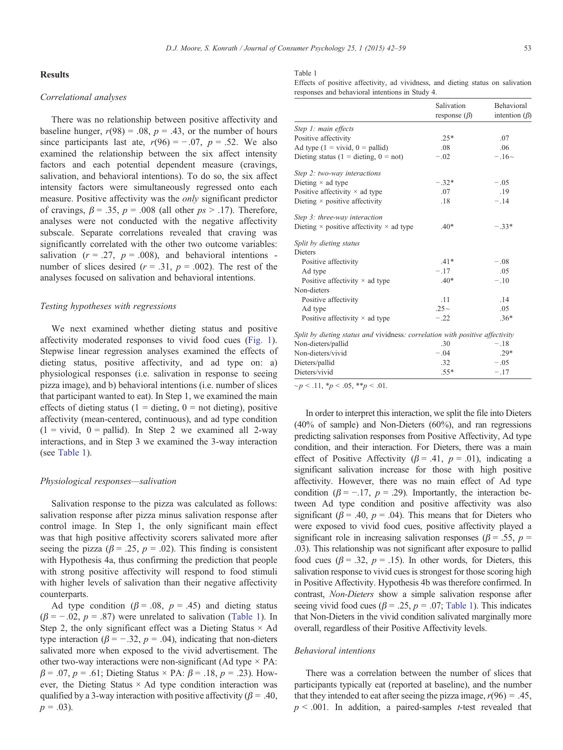## Results

### Correlational analyses

There was no relationship between positive affectivity and baseline hunger, $r(98) = .08$, $p = .43$, or the number of hours since participants last ate, $r(96) = -.07$, $p = .52$. We also examined the relationship between the six affect intensity factors and each potential dependent measure (cravings, salivation, and behavioral intentions). To do so, the six affect intensity factors were simultaneously regressed onto each measure. Positive affectivity was the *only* significant predictor of cravings, $\beta = .35$, $p = .008$ (all other $ps > .17$). Therefore, analyses were not conducted with the negative affectivity subscale. Separate correlations revealed that craving was significantly correlated with the other two outcome variables: salivation ($r = .27$, $p = .008$), and behavioral intentions - number of slices desired ($r = .31$, $p = .002$). The rest of the analyses focused on salivation and behavioral intentions.

### Testing hypotheses with regressions

We next examined whether dieting status and positive affectivity moderated responses to vivid food cues (Fig. 1). Stepwise linear regression analyses examined the effects of dieting status, positive affectivity, and ad type on: a) physiological responses (i.e. salivation in response to seeing pizza image), and b) behavioral intentions (i.e. number of slices that participant wanted to eat). In Step 1, we examined the main effects of dieting status (1 = dieting, 0 = not dieting), positive affectivity (mean-centered, continuous), and ad type condition (1 = vivid, 0 = pallid). In Step 2 we examined all 2-way interactions, and in Step 3 we examined the 3-way interaction (see Table 1).

### Physiological responses—salivation

Salivation response to the pizza was calculated as follows: salivation response after pizza minus salivation response after control image. In Step 1, the only significant main effect was that high positive affectivity scorers salivated more after seeing the pizza ($\beta = .25$, $p = .02$). This finding is consistent with Hypothesis 4a, thus confirming the prediction that people with strong positive affectivity will respond to food stimuli with higher levels of salivation than their negative affectivity counterparts.

Ad type condition ($\beta = .08$, $p = .45$) and dieting status ($\beta = -.02$, $p = .87$) were unrelated to salivation (Table 1). In Step 2, the only significant effect was a Dieting Status × Ad type interaction ($\beta = -.32$, $p = .04$), indicating that non-dieters salivated more when exposed to the vivid advertisement. The other two-way interactions were non-significant (Ad type × PA: $\beta = .07$, $p = .61$; Dieting Status × PA: $\beta = .18$, $p = .23$). However, the Dieting Status × Ad type condition interaction was qualified by a 3-way interaction with positive affectivity ($\beta = .40$, $p = .03$).

Table 1
Effects of positive affectivity, ad vividness, and dieting status on salivation responses and behavioral intentions in Study 4.

| | Salivation response ($\beta$) | Behavioral intention ($\beta$) |
|---|---|---|
| *Step 1: main effects* | | |
| Positive affectivity | .25* | .07 |
| Ad type (1 = vivid, 0 = pallid) | .08 | .06 |
| Dieting status (1 = dieting, 0 = not) | −.02 | −.16~ |
| *Step 2: two-way interactions* | | |
| Dieting × ad type | −.32* | −.05 |
| Positive affectivity × ad type | .07 | .19 |
| Dieting × positive affectivity | .18 | −.14 |
| *Step 3: three-way interaction* | | |
| Dieting × positive affectivity × ad type | .40* | −.33* |
| *Split by dieting status* | | |
| Dieters | | |
| Positive affectivity | .41* | −.08 |
| Ad type | −.17 | .05 |
| Positive affectivity × ad type | .40* | −.10 |
| Non-dieters | | |
| Positive affectivity | .11 | .14 |
| Ad type | .25~ | .05 |
| Positive affectivity × ad type | −.22 | .36* |
| *Split by dieting status and vividness: correlation with positive affectivity* | | |
| Non-dieters/pallid | .30 | −.18 |
| Non-dieters/vivid | −.04 | .29* |
| Dieters/pallid | .32 | −.05 |
| Dieters/vivid | .55* | −.17 |

~$p < .11$, *$p < .05$, **$p < .01$.

In order to interpret this interaction, we split the file into Dieters (40% of sample) and Non-Dieters (60%), and ran regressions predicting salivation responses from Positive Affectivity, Ad type condition, and their interaction. For Dieters, there was a main effect of Positive Affectivity ($\beta = .41$, $p = .01$), indicating a significant salivation increase for those with high positive affectivity. However, there was no main effect of Ad type condition ($\beta = -.17$, $p = .29$). Importantly, the interaction between Ad type condition and positive affectivity was also significant ($\beta = .40$, $p = .04$). This means that for Dieters who were exposed to vivid food cues, positive affectivity played a significant role in increasing salivation responses ($\beta = .55$, $p = .03$). This relationship was not significant after exposure to pallid food cues ($\beta = .32$, $p = .15$). In other words, for Dieters, this salivation response to vivid cues is strongest for those scoring high in Positive Affectivity. Hypothesis 4b was therefore confirmed. In contrast, *Non-Dieters* show a simple salivation response after seeing vivid food cues ($\beta = .25$, $p = .07$; Table 1). This indicates that Non-Dieters in the vivid condition salivated marginally more overall, regardless of their Positive Affectivity levels.

### Behavioral intentions

There was a correlation between the number of slices that participants typically eat (reported at baseline), and the number that they intended to eat after seeing the pizza image, $r(96) = .45$, $p < .001$. In addition, a paired-samples $t$-test revealed that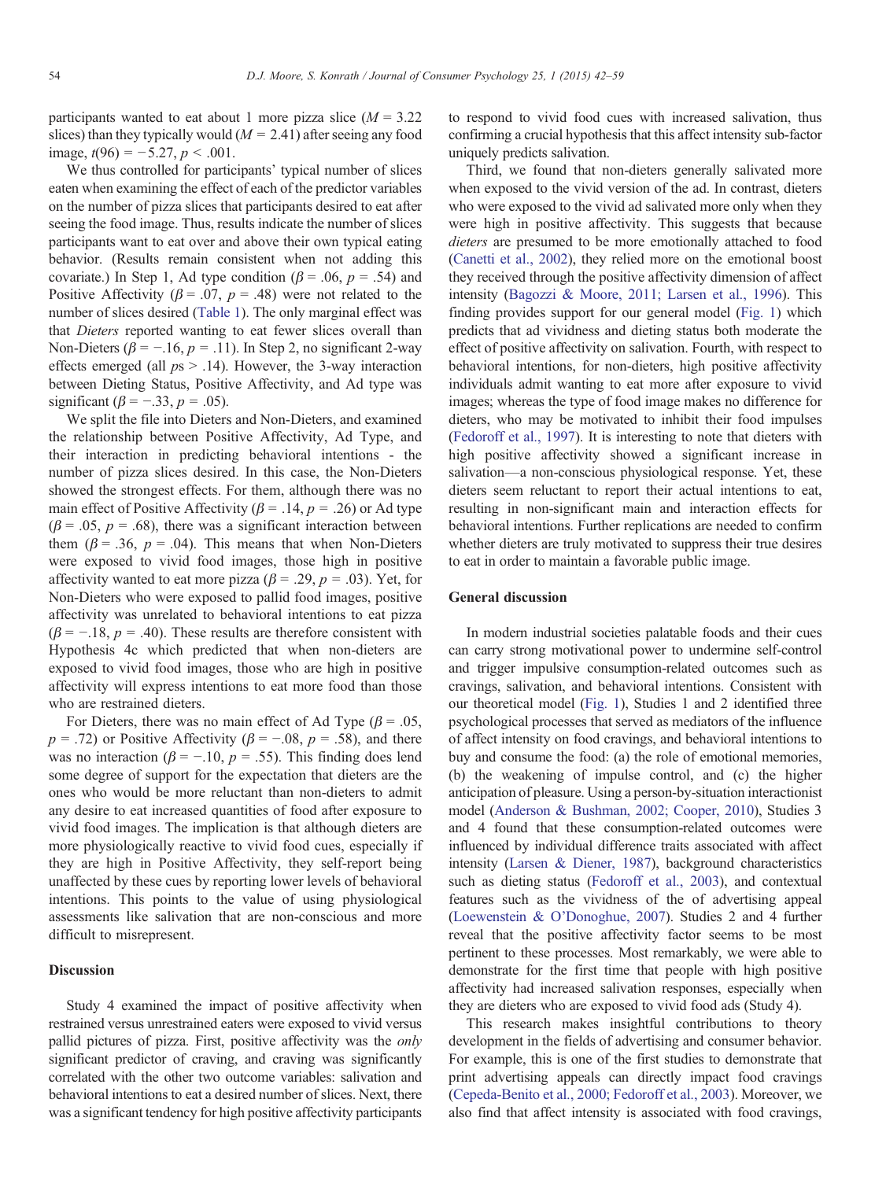participants wanted to eat about 1 more pizza slice ($M = 3.22$ slices) than they typically would ($M = 2.41$) after seeing any food image, $t(96) = -5.27$, $p < .001$.

We thus controlled for participants' typical number of slices eaten when examining the effect of each of the predictor variables on the number of pizza slices that participants desired to eat after seeing the food image. Thus, results indicate the number of slices participants want to eat over and above their own typical eating behavior. (Results remain consistent when not adding this covariate.) In Step 1, Ad type condition ($\beta = .06$, $p = .54$) and Positive Affectivity ($\beta = .07$, $p = .48$) were not related to the number of slices desired (Table 1). The only marginal effect was that *Dieters* reported wanting to eat fewer slices overall than Non-Dieters ($\beta = -.16$, $p = .11$). In Step 2, no significant 2-way effects emerged (all $ps > .14$). However, the 3-way interaction between Dieting Status, Positive Affectivity, and Ad type was significant ($\beta = -.33$, $p = .05$).

We split the file into Dieters and Non-Dieters, and examined the relationship between Positive Affectivity, Ad Type, and their interaction in predicting behavioral intentions - the number of pizza slices desired. In this case, the Non-Dieters showed the strongest effects. For them, although there was no main effect of Positive Affectivity ($\beta = .14$, $p = .26$) or Ad type ($\beta = .05$, $p = .68$), there was a significant interaction between them ($\beta = .36$, $p = .04$). This means that when Non-Dieters were exposed to vivid food images, those high in positive affectivity wanted to eat more pizza ($\beta = .29$, $p = .03$). Yet, for Non-Dieters who were exposed to pallid food images, positive affectivity was unrelated to behavioral intentions to eat pizza ($\beta = -.18$, $p = .40$). These results are therefore consistent with Hypothesis 4c which predicted that when non-dieters are exposed to vivid food images, those who are high in positive affectivity will express intentions to eat more food than those who are restrained dieters.

For Dieters, there was no main effect of Ad Type ($\beta = .05$, $p = .72$) or Positive Affectivity ($\beta = -.08$, $p = .58$), and there was no interaction ($\beta = -.10$, $p = .55$). This finding does lend some degree of support for the expectation that dieters are the ones who would be more reluctant than non-dieters to admit any desire to eat increased quantities of food after exposure to vivid food images. The implication is that although dieters are more physiologically reactive to vivid food cues, especially if they are high in Positive Affectivity, they self-report being unaffected by these cues by reporting lower levels of behavioral intentions. This points to the value of using physiological assessments like salivation that are non-conscious and more difficult to misrepresent.

### Discussion

Study 4 examined the impact of positive affectivity when restrained versus unrestrained eaters were exposed to vivid versus pallid pictures of pizza. First, positive affectivity was the *only* significant predictor of craving, and craving was significantly correlated with the other two outcome variables: salivation and behavioral intentions to eat a desired number of slices. Next, there was a significant tendency for high positive affectivity participants to respond to vivid food cues with increased salivation, thus confirming a crucial hypothesis that this affect intensity sub-factor uniquely predicts salivation.

Third, we found that non-dieters generally salivated more when exposed to the vivid version of the ad. In contrast, dieters who were exposed to the vivid ad salivated more only when they were high in positive affectivity. This suggests that because *dieters* are presumed to be more emotionally attached to food (Canetti et al., 2002), they relied more on the emotional boost they received through the positive affectivity dimension of affect intensity (Bagozzi & Moore, 2011; Larsen et al., 1996). This finding provides support for our general model (Fig. 1) which predicts that ad vividness and dieting status both moderate the effect of positive affectivity on salivation. Fourth, with respect to behavioral intentions, for non-dieters, high positive affectivity individuals admit wanting to eat more after exposure to vivid images; whereas the type of food image makes no difference for dieters, who may be motivated to inhibit their food impulses (Fedoroff et al., 1997). It is interesting to note that dieters with high positive affectivity showed a significant increase in salivation—a non-conscious physiological response. Yet, these dieters seem reluctant to report their actual intentions to eat, resulting in non-significant main and interaction effects for behavioral intentions. Further replications are needed to confirm whether dieters are truly motivated to suppress their true desires to eat in order to maintain a favorable public image.

## General discussion

In modern industrial societies palatable foods and their cues can carry strong motivational power to undermine self-control and trigger impulsive consumption-related outcomes such as cravings, salivation, and behavioral intentions. Consistent with our theoretical model (Fig. 1), Studies 1 and 2 identified three psychological processes that served as mediators of the influence of affect intensity on food cravings, and behavioral intentions to buy and consume the food: (a) the role of emotional memories, (b) the weakening of impulse control, and (c) the higher anticipation of pleasure. Using a person-by-situation interactionist model (Anderson & Bushman, 2002; Cooper, 2010), Studies 3 and 4 found that these consumption-related outcomes were influenced by individual difference traits associated with affect intensity (Larsen & Diener, 1987), background characteristics such as dieting status (Fedoroff et al., 2003), and contextual features such as the vividness of the of advertising appeal (Loewenstein & O'Donoghue, 2007). Studies 2 and 4 further reveal that the positive affectivity factor seems to be most pertinent to these processes. Most remarkably, we were able to demonstrate for the first time that people with high positive affectivity had increased salivation responses, especially when they are dieters who are exposed to vivid food ads (Study 4).

This research makes insightful contributions to theory development in the fields of advertising and consumer behavior. For example, this is one of the first studies to demonstrate that print advertising appeals can directly impact food cravings (Cepeda-Benito et al., 2000; Fedoroff et al., 2003). Moreover, we also find that affect intensity is associated with food cravings,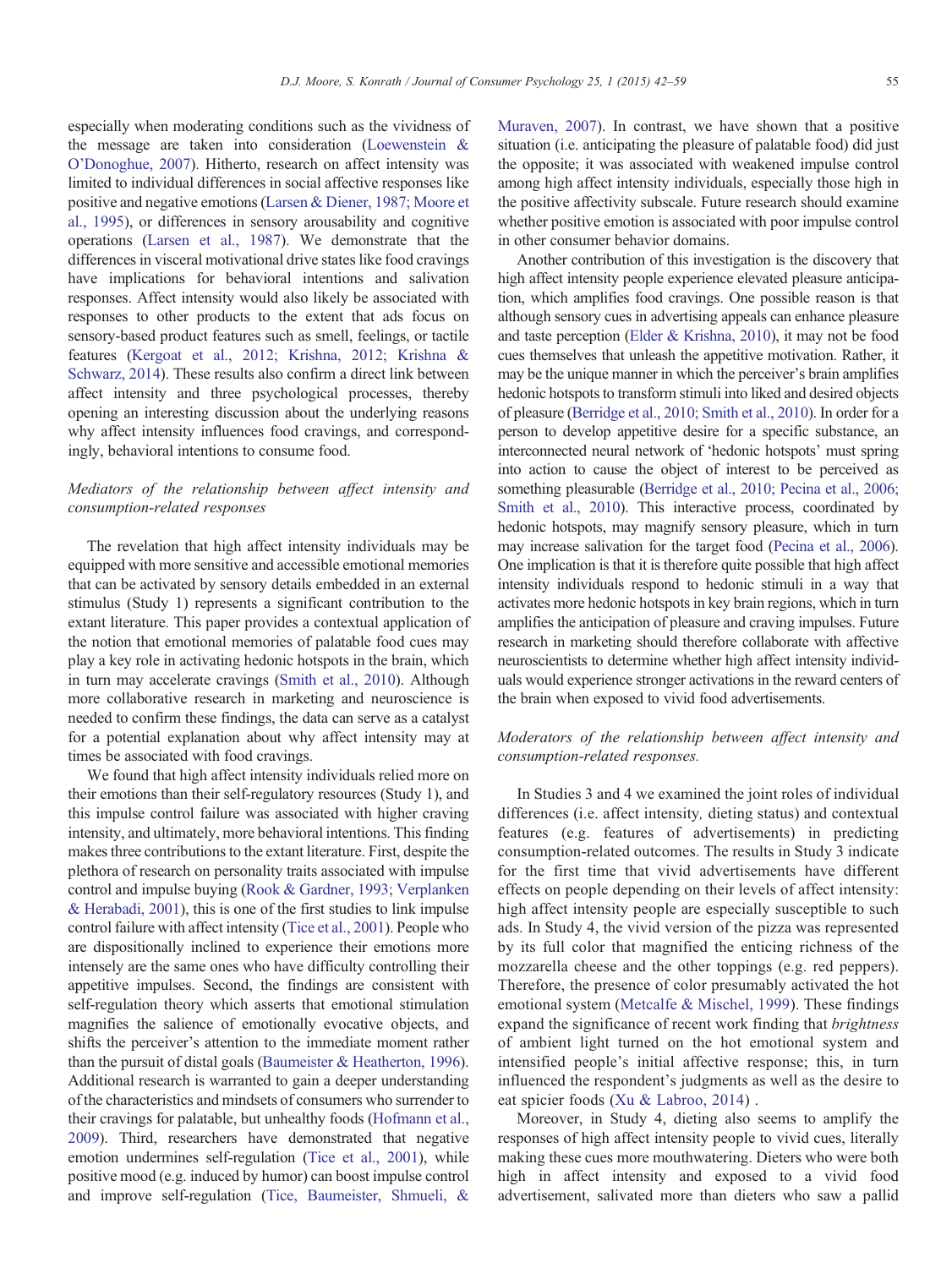especially when moderating conditions such as the vividness of the message are taken into consideration (Loewenstein & O'Donoghue, 2007). Hitherto, research on affect intensity was limited to individual differences in social affective responses like positive and negative emotions (Larsen & Diener, 1987; Moore et al., 1995), or differences in sensory arousability and cognitive operations (Larsen et al., 1987). We demonstrate that the differences in visceral motivational drive states like food cravings have implications for behavioral intentions and salivation responses. Affect intensity would also likely be associated with responses to other products to the extent that ads focus on sensory-based product features such as smell, feelings, or tactile features (Kergoat et al., 2012; Krishna, 2012; Krishna & Schwarz, 2014). These results also confirm a direct link between affect intensity and three psychological processes, thereby opening an interesting discussion about the underlying reasons why affect intensity influences food cravings, and correspondingly, behavioral intentions to consume food.

### *Mediators of the relationship between affect intensity and consumption-related responses*

The revelation that high affect intensity individuals may be equipped with more sensitive and accessible emotional memories that can be activated by sensory details embedded in an external stimulus (Study 1) represents a significant contribution to the extant literature. This paper provides a contextual application of the notion that emotional memories of palatable food cues may play a key role in activating hedonic hotspots in the brain, which in turn may accelerate cravings (Smith et al., 2010). Although more collaborative research in marketing and neuroscience is needed to confirm these findings, the data can serve as a catalyst for a potential explanation about why affect intensity may at times be associated with food cravings.

We found that high affect intensity individuals relied more on their emotions than their self-regulatory resources (Study 1), and this impulse control failure was associated with higher craving intensity, and ultimately, more behavioral intentions. This finding makes three contributions to the extant literature. First, despite the plethora of research on personality traits associated with impulse control and impulse buying (Rook & Gardner, 1993; Verplanken & Herabadi, 2001), this is one of the first studies to link impulse control failure with affect intensity (Tice et al., 2001). People who are dispositionally inclined to experience their emotions more intensely are the same ones who have difficulty controlling their appetitive impulses. Second, the findings are consistent with self-regulation theory which asserts that emotional stimulation magnifies the salience of emotionally evocative objects, and shifts the perceiver's attention to the immediate moment rather than the pursuit of distal goals (Baumeister & Heatherton, 1996). Additional research is warranted to gain a deeper understanding of the characteristics and mindsets of consumers who surrender to their cravings for palatable, but unhealthy foods (Hofmann et al., 2009). Third, researchers have demonstrated that negative emotion undermines self-regulation (Tice et al., 2001), while positive mood (e.g. induced by humor) can boost impulse control and improve self-regulation (Tice, Baumeister, Shmueli, & Muraven, 2007). In contrast, we have shown that a positive situation (i.e. anticipating the pleasure of palatable food) did just the opposite; it was associated with weakened impulse control among high affect intensity individuals, especially those high in the positive affectivity subscale. Future research should examine whether positive emotion is associated with poor impulse control in other consumer behavior domains.

Another contribution of this investigation is the discovery that high affect intensity people experience elevated pleasure anticipation, which amplifies food cravings. One possible reason is that although sensory cues in advertising appeals can enhance pleasure and taste perception (Elder & Krishna, 2010), it may not be food cues themselves that unleash the appetitive motivation. Rather, it may be the unique manner in which the perceiver's brain amplifies hedonic hotspots to transform stimuli into liked and desired objects of pleasure (Berridge et al., 2010; Smith et al., 2010). In order for a person to develop appetitive desire for a specific substance, an interconnected neural network of 'hedonic hotspots' must spring into action to cause the object of interest to be perceived as something pleasurable (Berridge et al., 2010; Pecina et al., 2006; Smith et al., 2010). This interactive process, coordinated by hedonic hotspots, may magnify sensory pleasure, which in turn may increase salivation for the target food (Pecina et al., 2006). One implication is that it is therefore quite possible that high affect intensity individuals respond to hedonic stimuli in a way that activates more hedonic hotspots in key brain regions, which in turn amplifies the anticipation of pleasure and craving impulses. Future research in marketing should therefore collaborate with affective neuroscientists to determine whether high affect intensity individuals would experience stronger activations in the reward centers of the brain when exposed to vivid food advertisements.

### *Moderators of the relationship between affect intensity and consumption-related responses.*

In Studies 3 and 4 we examined the joint roles of individual differences (i.e. affect intensity, dieting status) and contextual features (e.g. features of advertisements) in predicting consumption-related outcomes. The results in Study 3 indicate for the first time that vivid advertisements have different effects on people depending on their levels of affect intensity: high affect intensity people are especially susceptible to such ads. In Study 4, the vivid version of the pizza was represented by its full color that magnified the enticing richness of the mozzarella cheese and the other toppings (e.g. red peppers). Therefore, the presence of color presumably activated the hot emotional system (Metcalfe & Mischel, 1999). These findings expand the significance of recent work finding that *brightness* of ambient light turned on the hot emotional system and intensified people's initial affective response; this, in turn influenced the respondent's judgments as well as the desire to eat spicier foods (Xu & Labroo, 2014) .

Moreover, in Study 4, dieting also seems to amplify the responses of high affect intensity people to vivid cues, literally making these cues more mouthwatering. Dieters who were both high in affect intensity and exposed to a vivid food advertisement, salivated more than dieters who saw a pallid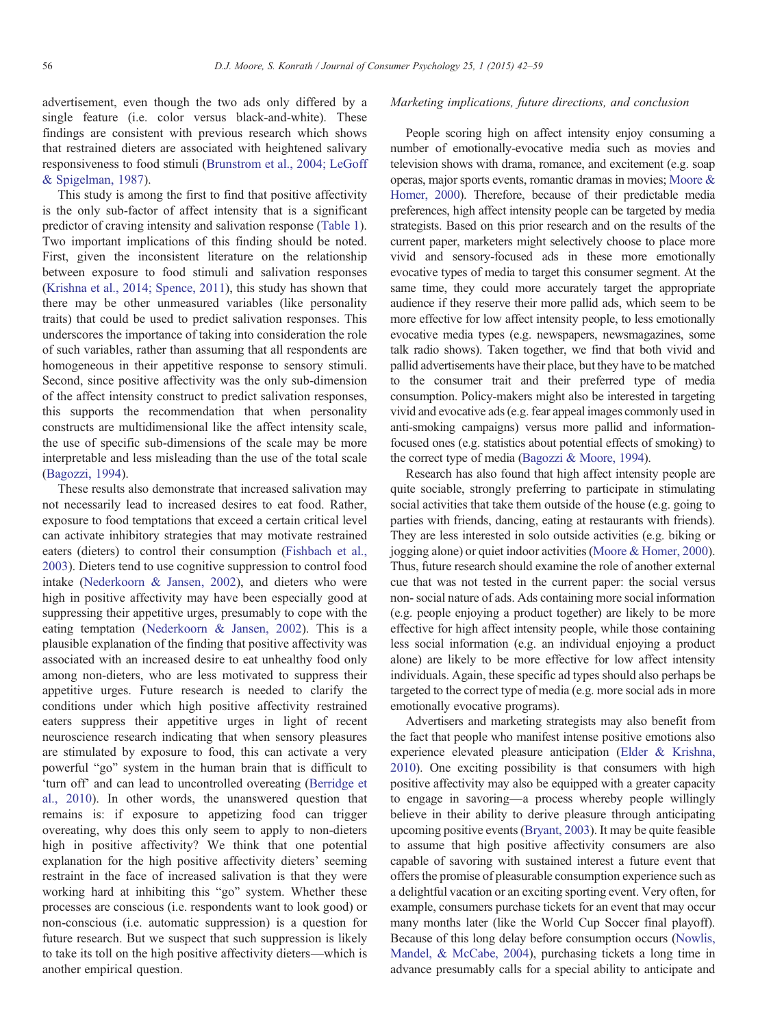advertisement, even though the two ads only differed by a single feature (i.e. color versus black-and-white). These findings are consistent with previous research which shows that restrained dieters are associated with heightened salivary responsiveness to food stimuli (Brunstrom et al., 2004; LeGoff & Spigelman, 1987).

This study is among the first to find that positive affectivity is the only sub-factor of affect intensity that is a significant predictor of craving intensity and salivation response (Table 1). Two important implications of this finding should be noted. First, given the inconsistent literature on the relationship between exposure to food stimuli and salivation responses (Krishna et al., 2014; Spence, 2011), this study has shown that there may be other unmeasured variables (like personality traits) that could be used to predict salivation responses. This underscores the importance of taking into consideration the role of such variables, rather than assuming that all respondents are homogeneous in their appetitive response to sensory stimuli. Second, since positive affectivity was the only sub-dimension of the affect intensity construct to predict salivation responses, this supports the recommendation that when personality constructs are multidimensional like the affect intensity scale, the use of specific sub-dimensions of the scale may be more interpretable and less misleading than the use of the total scale (Bagozzi, 1994).

These results also demonstrate that increased salivation may not necessarily lead to increased desires to eat food. Rather, exposure to food temptations that exceed a certain critical level can activate inhibitory strategies that may motivate restrained eaters (dieters) to control their consumption (Fishbach et al., 2003). Dieters tend to use cognitive suppression to control food intake (Nederkoorn & Jansen, 2002), and dieters who were high in positive affectivity may have been especially good at suppressing their appetitive urges, presumably to cope with the eating temptation (Nederkoorn & Jansen, 2002). This is a plausible explanation of the finding that positive affectivity was associated with an increased desire to eat unhealthy food only among non-dieters, who are less motivated to suppress their appetitive urges. Future research is needed to clarify the conditions under which high positive affectivity restrained eaters suppress their appetitive urges in light of recent neuroscience research indicating that when sensory pleasures are stimulated by exposure to food, this can activate a very powerful "go" system in the human brain that is difficult to 'turn off' and can lead to uncontrolled overeating (Berridge et al., 2010). In other words, the unanswered question that remains is: if exposure to appetizing food can trigger overeating, why does this only seem to apply to non-dieters high in positive affectivity? We think that one potential explanation for the high positive affectivity dieters' seeming restraint in the face of increased salivation is that they were working hard at inhibiting this "go" system. Whether these processes are conscious (i.e. respondents want to look good) or non-conscious (i.e. automatic suppression) is a question for future research. But we suspect that such suppression is likely to take its toll on the high positive affectivity dieters—which is another empirical question.

### *Marketing implications, future directions, and conclusion*

People scoring high on affect intensity enjoy consuming a number of emotionally-evocative media such as movies and television shows with drama, romance, and excitement (e.g. soap operas, major sports events, romantic dramas in movies; Moore & Homer, 2000). Therefore, because of their predictable media preferences, high affect intensity people can be targeted by media strategists. Based on this prior research and on the results of the current paper, marketers might selectively choose to place more vivid and sensory-focused ads in these more emotionally evocative types of media to target this consumer segment. At the same time, they could more accurately target the appropriate audience if they reserve their more pallid ads, which seem to be more effective for low affect intensity people, to less emotionally evocative media types (e.g. newspapers, newsmagazines, some talk radio shows). Taken together, we find that both vivid and pallid advertisements have their place, but they have to be matched to the consumer trait and their preferred type of media consumption. Policy-makers might also be interested in targeting vivid and evocative ads (e.g. fear appeal images commonly used in anti-smoking campaigns) versus more pallid and information-focused ones (e.g. statistics about potential effects of smoking) to the correct type of media (Bagozzi & Moore, 1994).

Research has also found that high affect intensity people are quite sociable, strongly preferring to participate in stimulating social activities that take them outside of the house (e.g. going to parties with friends, dancing, eating at restaurants with friends). They are less interested in solo outside activities (e.g. biking or jogging alone) or quiet indoor activities (Moore & Homer, 2000). Thus, future research should examine the role of another external cue that was not tested in the current paper: the social versus non- social nature of ads. Ads containing more social information (e.g. people enjoying a product together) are likely to be more effective for high affect intensity people, while those containing less social information (e.g. an individual enjoying a product alone) are likely to be more effective for low affect intensity individuals. Again, these specific ad types should also perhaps be targeted to the correct type of media (e.g. more social ads in more emotionally evocative programs).

Advertisers and marketing strategists may also benefit from the fact that people who manifest intense positive emotions also experience elevated pleasure anticipation (Elder & Krishna, 2010). One exciting possibility is that consumers with high positive affectivity may also be equipped with a greater capacity to engage in savoring—a process whereby people willingly believe in their ability to derive pleasure through anticipating upcoming positive events (Bryant, 2003). It may be quite feasible to assume that high positive affectivity consumers are also capable of savoring with sustained interest a future event that offers the promise of pleasurable consumption experience such as a delightful vacation or an exciting sporting event. Very often, for example, consumers purchase tickets for an event that may occur many months later (like the World Cup Soccer final playoff). Because of this long delay before consumption occurs (Nowlis, Mandel, & McCabe, 2004), purchasing tickets a long time in advance presumably calls for a special ability to anticipate and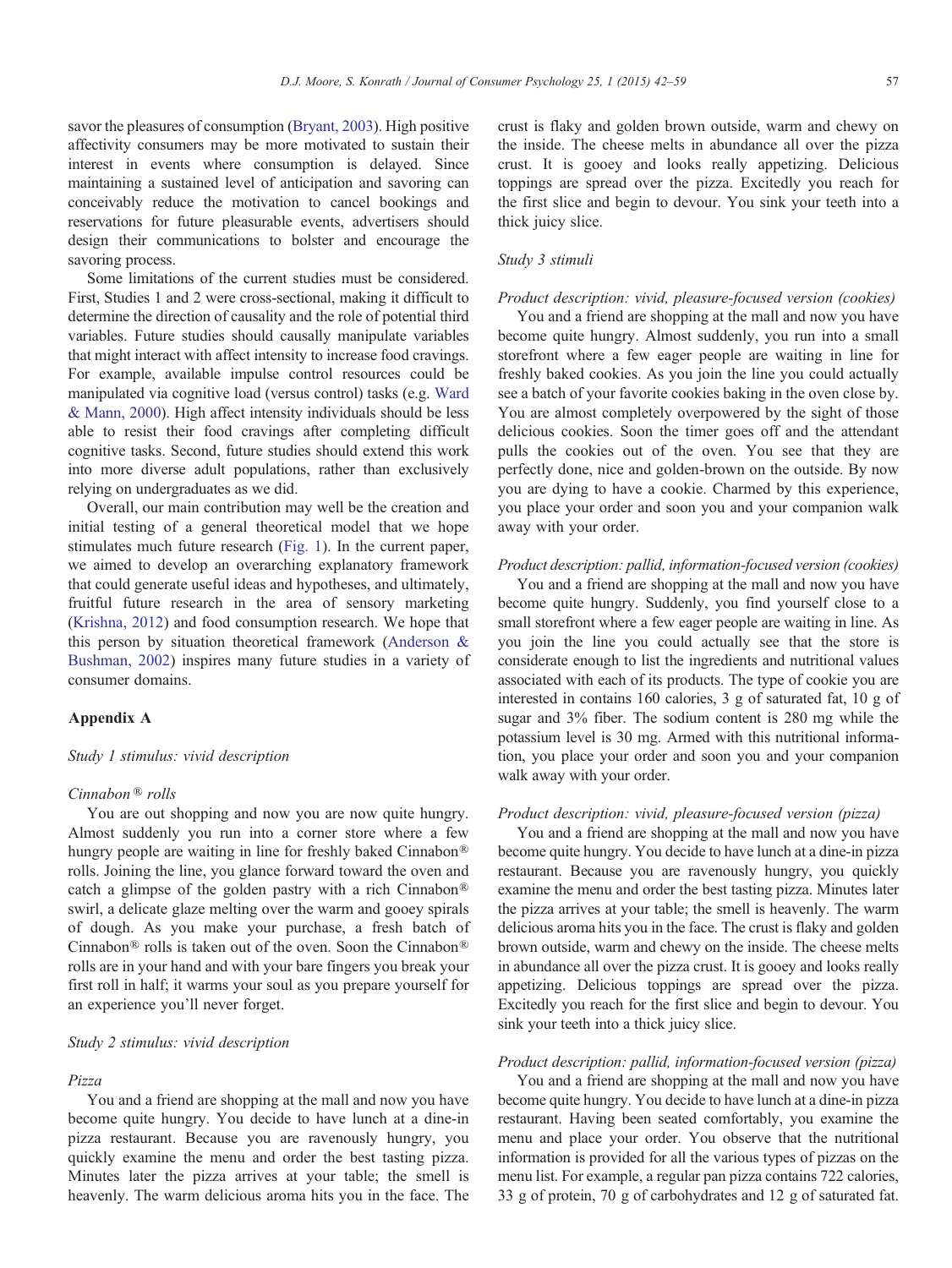savor the pleasures of consumption (Bryant, 2003). High positive affectivity consumers may be more motivated to sustain their interest in events where consumption is delayed. Since maintaining a sustained level of anticipation and savoring can conceivably reduce the motivation to cancel bookings and reservations for future pleasurable events, advertisers should design their communications to bolster and encourage the savoring process.

Some limitations of the current studies must be considered. First, Studies 1 and 2 were cross-sectional, making it difficult to determine the direction of causality and the role of potential third variables. Future studies should causally manipulate variables that might interact with affect intensity to increase food cravings. For example, available impulse control resources could be manipulated via cognitive load (versus control) tasks (e.g. Ward & Mann, 2000). High affect intensity individuals should be less able to resist their food cravings after completing difficult cognitive tasks. Second, future studies should extend this work into more diverse adult populations, rather than exclusively relying on undergraduates as we did.

Overall, our main contribution may well be the creation and initial testing of a general theoretical model that we hope stimulates much future research (Fig. 1). In the current paper, we aimed to develop an overarching explanatory framework that could generate useful ideas and hypotheses, and ultimately, fruitful future research in the area of sensory marketing (Krishna, 2012) and food consumption research. We hope that this person by situation theoretical framework (Anderson & Bushman, 2002) inspires many future studies in a variety of consumer domains.

## Appendix A

### *Study 1 stimulus: vivid description*

*Cinnabon® rolls*

You are out shopping and now you are now quite hungry. Almost suddenly you run into a corner store where a few hungry people are waiting in line for freshly baked Cinnabon® rolls. Joining the line, you glance forward toward the oven and catch a glimpse of the golden pastry with a rich Cinnabon® swirl, a delicate glaze melting over the warm and gooey spirals of dough. As you make your purchase, a fresh batch of Cinnabon® rolls is taken out of the oven. Soon the Cinnabon® rolls are in your hand and with your bare fingers you break your first roll in half; it warms your soul as you prepare yourself for an experience you'll never forget.

### *Study 2 stimulus: vivid description*

*Pizza*

You and a friend are shopping at the mall and now you have become quite hungry. You decide to have lunch at a dine-in pizza restaurant. Because you are ravenously hungry, you quickly examine the menu and order the best tasting pizza. Minutes later the pizza arrives at your table; the smell is heavenly. The warm delicious aroma hits you in the face. The crust is flaky and golden brown outside, warm and chewy on the inside. The cheese melts in abundance all over the pizza crust. It is gooey and looks really appetizing. Delicious toppings are spread over the pizza. Excitedly you reach for the first slice and begin to devour. You sink your teeth into a thick juicy slice.

### *Study 3 stimuli*

*Product description: vivid, pleasure-focused version (cookies)*

You and a friend are shopping at the mall and now you have become quite hungry. Almost suddenly, you run into a small storefront where a few eager people are waiting in line for freshly baked cookies. As you join the line you could actually see a batch of your favorite cookies baking in the oven close by. You are almost completely overpowered by the sight of those delicious cookies. Soon the timer goes off and the attendant pulls the cookies out of the oven. You see that they are perfectly done, nice and golden-brown on the outside. By now you are dying to have a cookie. Charmed by this experience, you place your order and soon you and your companion walk away with your order.

*Product description: pallid, information-focused version (cookies)*

You and a friend are shopping at the mall and now you have become quite hungry. Suddenly, you find yourself close to a small storefront where a few eager people are waiting in line. As you join the line you could actually see that the store is considerate enough to list the ingredients and nutritional values associated with each of its products. The type of cookie you are interested in contains 160 calories, 3 g of saturated fat, 10 g of sugar and 3% fiber. The sodium content is 280 mg while the potassium level is 30 mg. Armed with this nutritional information, you place your order and soon you and your companion walk away with your order.

*Product description: vivid, pleasure-focused version (pizza)*

You and a friend are shopping at the mall and now you have become quite hungry. You decide to have lunch at a dine-in pizza restaurant. Because you are ravenously hungry, you quickly examine the menu and order the best tasting pizza. Minutes later the pizza arrives at your table; the smell is heavenly. The warm delicious aroma hits you in the face. The crust is flaky and golden brown outside, warm and chewy on the inside. The cheese melts in abundance all over the pizza crust. It is gooey and looks really appetizing. Delicious toppings are spread over the pizza. Excitedly you reach for the first slice and begin to devour. You sink your teeth into a thick juicy slice.

*Product description: pallid, information-focused version (pizza)*

You and a friend are shopping at the mall and now you have become quite hungry. You decide to have lunch at a dine-in pizza restaurant. Having been seated comfortably, you examine the menu and place your order. You observe that the nutritional information is provided for all the various types of pizzas on the menu list. For example, a regular pan pizza contains 722 calories, 33 g of protein, 70 g of carbohydrates and 12 g of saturated fat.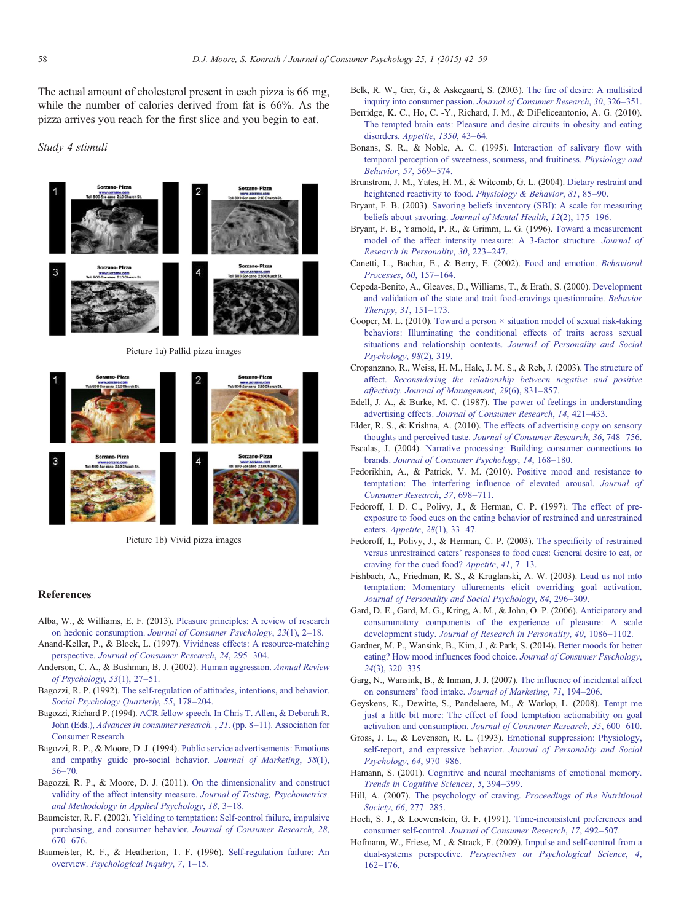The actual amount of cholesterol present in each pizza is 66 mg, while the number of calories derived from fat is 66%. As the pizza arrives you reach for the first slice and you begin to eat.

*Study 4 stimuli*

Picture 1a) Pallid pizza images

Picture 1b) Vivid pizza images

## References

Alba, W., & Williams, E. F. (2013). Pleasure principles: A review of research on hedonic consumption. *Journal of Consumer Psychology*, *23*(1), 2–18.

Anand-Keller, P., & Block, L. (1997). Vividness effects: A resource-matching perspective. *Journal of Consumer Research*, *24*, 295–304.

Anderson, C. A., & Bushman, B. J. (2002). Human aggression. *Annual Review of Psychology*, *53*(1), 27–51.

Bagozzi, R. P. (1992). The self-regulation of attitudes, intentions, and behavior. *Social Psychology Quarterly*, *55*, 178–204.

Bagozzi, Richard P. (1994). ACR fellow speech. In Chris T. Allen, & Deborah R. John (Eds.), *Advances in consumer research.* , *21*. (pp. 8–11). Association for Consumer Research.

Bagozzi, R. P., & Moore, D. J. (1994). Public service advertisements: Emotions and empathy guide pro-social behavior. *Journal of Marketing*, *58*(1), 56–70.

Bagozzi, R. P., & Moore, D. J. (2011). On the dimensionality and construct validity of the affect intensity measure. *Journal of Testing, Psychometrics, and Methodology in Applied Psychology*, *18*, 3–18.

Baumeister, R. F. (2002). Yielding to temptation: Self-control failure, impulsive purchasing, and consumer behavior. *Journal of Consumer Research*, *28*, 670–676.

Baumeister, R. F., & Heatherton, T. F. (1996). Self-regulation failure: An overview. *Psychological Inquiry*, *7*, 1–15.

Belk, R. W., Ger, G., & Askegaard, S. (2003). The fire of desire: A multisited inquiry into consumer passion. *Journal of Consumer Research*, *30*, 326–351.

Berridge, K. C., Ho, C. -Y., Richard, J. M., & DiFeliceantonio, A. G. (2010). The tempted brain eats: Pleasure and desire circuits in obesity and eating disorders. *Appetite*, *1350*, 43–64.

Bonans, S. R., & Noble, A. C. (1995). Interaction of salivary flow with temporal perception of sweetness, sourness, and fruitiness. *Physiology and Behavior*, *57*, 569–574.

Brunstrom, J. M., Yates, H. M., & Witcomb, G. L. (2004). Dietary restraint and heightened reactivity to food. *Physiology & Behavior*, *81*, 85–90.

Bryant, F. B. (2003). Savoring beliefs inventory (SBI): A scale for measuring beliefs about savoring. *Journal of Mental Health*, *12*(2), 175–196.

Bryant, F. B., Yarnold, P. R., & Grimm, L. G. (1996). Toward a measurement model of the affect intensity measure: A 3-factor structure. *Journal of Research in Personality*, *30*, 223–247.

Canetti, L., Bachar, E., & Berry, E. (2002). Food and emotion. *Behavioral Processes*, *60*, 157–164.

Cepeda-Benito, A., Gleaves, D., Williams, T., & Erath, S. (2000). Development and validation of the state and trait food-cravings questionnaire. *Behavior Therapy*, *31*, 151–173.

Cooper, M. L. (2010). Toward a person × situation model of sexual risk-taking behaviors: Illuminating the conditional effects of traits across sexual situations and relationship contexts. *Journal of Personality and Social Psychology*, *98*(2), 319.

Cropanzano, R., Weiss, H. M., Hale, J. M. S., & Reb, J. (2003). The structure of affect. *Reconsidering the relationship between negative and positive affectivity. Journal of Management*, *29*(6), 831–857.

Edell, J. A., & Burke, M. C. (1987). The power of feelings in understanding advertising effects. *Journal of Consumer Research*, *14*, 421–433.

Elder, R. S., & Krishna, A. (2010). The effects of advertising copy on sensory thoughts and perceived taste. *Journal of Consumer Research*, *36*, 748–756.

Escalas, J. (2004). Narrative processing: Building consumer connections to brands. *Journal of Consumer Psychology*, *14*, 168–180.

Fedorikhin, A., & Patrick, V. M. (2010). Positive mood and resistance to temptation: The interfering influence of elevated arousal. *Journal of Consumer Research*, *37*, 698–711.

Fedoroff, I. D. C., Polivy, J., & Herman, C. P. (1997). The effect of pre-exposure to food cues on the eating behavior of restrained and unrestrained eaters. *Appetite*, *28*(1), 33–47.

Fedoroff, I., Polivy, J., & Herman, C. P. (2003). The specificity of restrained versus unrestrained eaters' responses to food cues: General desire to eat, or craving for the cued food? *Appetite*, *41*, 7–13.

Fishbach, A., Friedman, R. S., & Kruglanski, A. W. (2003). Lead us not into temptation: Momentary allurements elicit overriding goal activation. *Journal of Personality and Social Psychology*, *84*, 296–309.

Gard, D. E., Gard, M. G., Kring, A. M., & John, O. P. (2006). Anticipatory and consummatory components of the experience of pleasure: A scale development study. *Journal of Research in Personality*, *40*, 1086–1102.

Gardner, M. P., Wansink, B., Kim, J., & Park, S. (2014). Better moods for better eating? How mood influences food choice. *Journal of Consumer Psychology*, *24*(3), 320–335.

Garg, N., Wansink, B., & Inman, J. J. (2007). The influence of incidental affect on consumers' food intake. *Journal of Marketing*, *71*, 194–206.

Geyskens, K., Dewitte, S., Pandelaere, M., & Warlop, L. (2008). Tempt me just a little bit more: The effect of food temptation actionability on goal activation and consumption. *Journal of Consumer Research*, *35*, 600–610.

Gross, J. L., & Levenson, R. L. (1993). Emotional suppression: Physiology, self-report, and expressive behavior. *Journal of Personality and Social Psychology*, *64*, 970–986.

Hamann, S. (2001). Cognitive and neural mechanisms of emotional memory. *Trends in Cognitive Sciences*, *5*, 394–399.

Hill, A. (2007). The psychology of craving. *Proceedings of the Nutritional Society*, *66*, 277–285.

Hoch, S. J., & Loewenstein, G. F. (1991). Time-inconsistent preferences and consumer self-control. *Journal of Consumer Research*, *17*, 492–507.

Hofmann, W., Friese, M., & Strack, F. (2009). Impulse and self-control from a dual-systems perspective. *Perspectives on Psychological Science*, *4*, 162–176.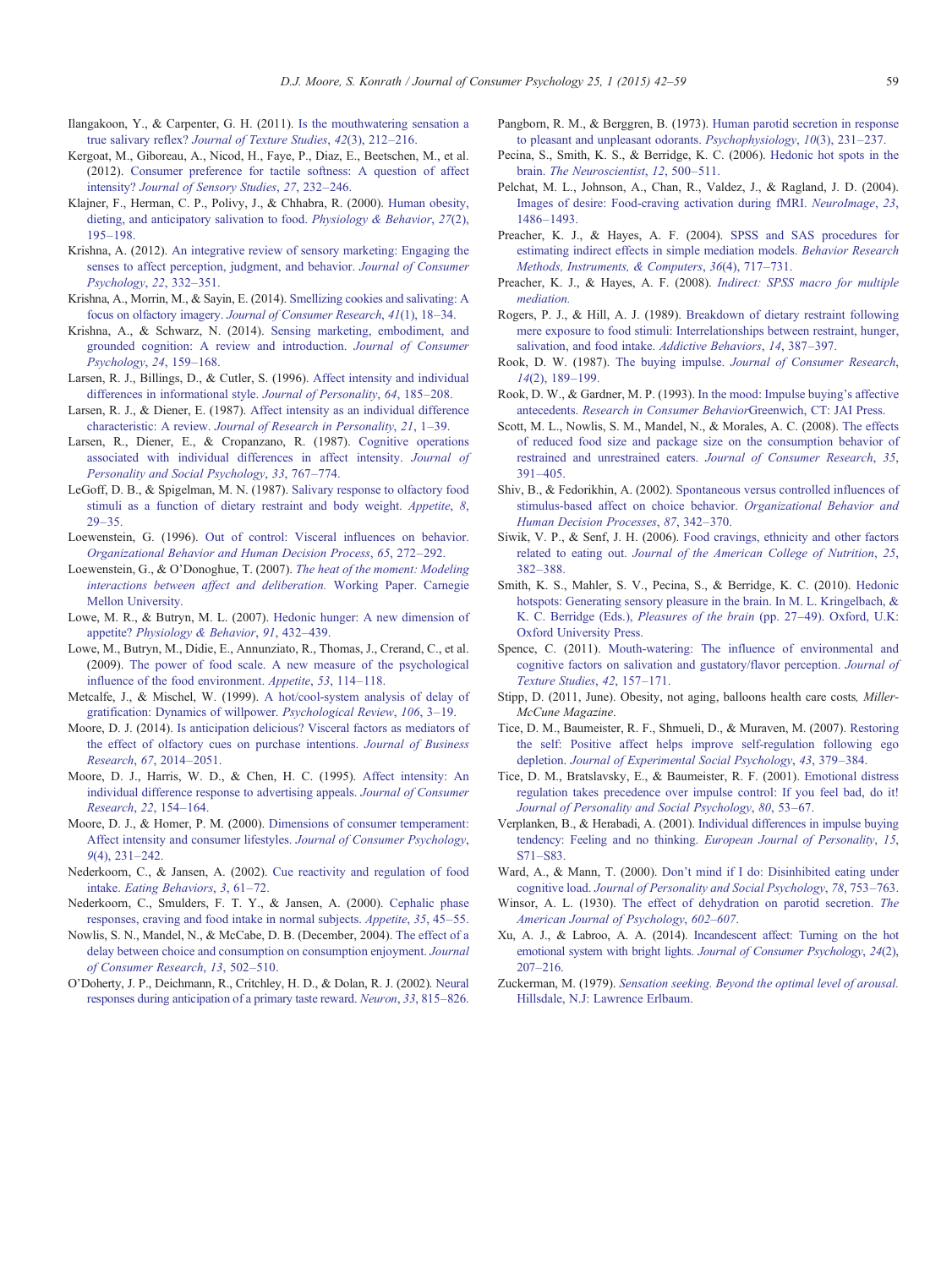Ilangakoon, Y., & Carpenter, G. H. (2011). Is the mouthwatering sensation a true salivary reflex? *Journal of Texture Studies*, *42*(3), 212–216.

Kergoat, M., Giboreau, A., Nicod, H., Faye, P., Diaz, E., Beetschen, M., et al. (2012). Consumer preference for tactile softness: A question of affect intensity? *Journal of Sensory Studies*, *27*, 232–246.

Klajner, F., Herman, C. P., Polivy, J., & Chhabra, R. (2000). Human obesity, dieting, and anticipatory salivation to food. *Physiology & Behavior*, *27*(2), 195–198.

Krishna, A. (2012). An integrative review of sensory marketing: Engaging the senses to affect perception, judgment, and behavior. *Journal of Consumer Psychology*, *22*, 332–351.

Krishna, A., Morrin, M., & Sayin, E. (2014). Smellizing cookies and salivating: A focus on olfactory imagery. *Journal of Consumer Research*, *41*(1), 18–34.

Krishna, A., & Schwarz, N. (2014). Sensing marketing, embodiment, and grounded cognition: A review and introduction. *Journal of Consumer Psychology*, *24*, 159–168.

Larsen, R. J., Billings, D., & Cutler, S. (1996). Affect intensity and individual differences in informational style. *Journal of Personality*, *64*, 185–208.

Larsen, R. J., & Diener, E. (1987). Affect intensity as an individual difference characteristic: A review. *Journal of Research in Personality*, *21*, 1–39.

Larsen, R., Diener, E., & Cropanzano, R. (1987). Cognitive operations associated with individual differences in affect intensity. *Journal of Personality and Social Psychology*, *33*, 767–774.

LeGoff, D. B., & Spigelman, M. N. (1987). Salivary response to olfactory food stimuli as a function of dietary restraint and body weight. *Appetite*, *8*, 29–35.

Loewenstein, G. (1996). Out of control: Visceral influences on behavior. *Organizational Behavior and Human Decision Process*, *65*, 272–292.

Loewenstein, G., & O'Donoghue, T. (2007). *The heat of the moment: Modeling interactions between affect and deliberation.* Working Paper. Carnegie Mellon University.

Lowe, M. R., & Butryn, M. L. (2007). Hedonic hunger: A new dimension of appetite? *Physiology & Behavior*, *91*, 432–439.

Lowe, M., Butryn, M., Didie, E., Annunziato, R., Thomas, J., Crerand, C., et al. (2009). The power of food scale. A new measure of the psychological influence of the food environment. *Appetite*, *53*, 114–118.

Metcalfe, J., & Mischel, W. (1999). A hot/cool-system analysis of delay of gratification: Dynamics of willpower. *Psychological Review*, *106*, 3–19.

Moore, D. J. (2014). Is anticipation delicious? Visceral factors as mediators of the effect of olfactory cues on purchase intentions. *Journal of Business Research*, *67*, 2014–2051.

Moore, D. J., Harris, W. D., & Chen, H. C. (1995). Affect intensity: An individual difference response to advertising appeals. *Journal of Consumer Research*, *22*, 154–164.

Moore, D. J., & Homer, P. M. (2000). Dimensions of consumer temperament: Affect intensity and consumer lifestyles. *Journal of Consumer Psychology*, *9*(4), 231–242.

Nederkoorn, C., & Jansen, A. (2002). Cue reactivity and regulation of food intake. *Eating Behaviors*, *3*, 61–72.

Nederkoorn, C., Smulders, F. T. Y., & Jansen, A. (2000). Cephalic phase responses, craving and food intake in normal subjects. *Appetite*, *35*, 45–55.

Nowlis, S. N., Mandel, N., & McCabe, D. B. (December, 2004). The effect of a delay between choice and consumption on consumption enjoyment. *Journal of Consumer Research*, *13*, 502–510.

O'Doherty, J. P., Deichmann, R., Critchley, H. D., & Dolan, R. J. (2002). Neural responses during anticipation of a primary taste reward. *Neuron*, *33*, 815–826.

Pangborn, R. M., & Berggren, B. (1973). Human parotid secretion in response to pleasant and unpleasant odorants. *Psychophysiology*, *10*(3), 231–237.

Pecina, S., Smith, K. S., & Berridge, K. C. (2006). Hedonic hot spots in the brain. *The Neuroscientist*, *12*, 500–511.

Pelchat, M. L., Johnson, A., Chan, R., Valdez, J., & Ragland, J. D. (2004). Images of desire: Food-craving activation during fMRI. *NeuroImage*, *23*, 1486–1493.

Preacher, K. J., & Hayes, A. F. (2004). SPSS and SAS procedures for estimating indirect effects in simple mediation models. *Behavior Research Methods, Instruments, & Computers*, *36*(4), 717–731.

Preacher, K. J., & Hayes, A. F. (2008). *Indirect: SPSS macro for multiple mediation.*

Rogers, P. J., & Hill, A. J. (1989). Breakdown of dietary restraint following mere exposure to food stimuli: Interrelationships between restraint, hunger, salivation, and food intake. *Addictive Behaviors*, *14*, 387–397.

Rook, D. W. (1987). The buying impulse. *Journal of Consumer Research*, *14*(2), 189–199.

Rook, D. W., & Gardner, M. P. (1993). In the mood: Impulse buying's affective antecedents. *Research in Consumer Behavior*Greenwich, CT: JAI Press.

Scott, M. L., Nowlis, S. M., Mandel, N., & Morales, A. C. (2008). The effects of reduced food size and package size on the consumption behavior of restrained and unrestrained eaters. *Journal of Consumer Research*, *35*, 391–405.

Shiv, B., & Fedorikhin, A. (2002). Spontaneous versus controlled influences of stimulus-based affect on choice behavior. *Organizational Behavior and Human Decision Processes*, *87*, 342–370.

Siwik, V. P., & Senf, J. H. (2006). Food cravings, ethnicity and other factors related to eating out. *Journal of the American College of Nutrition*, *25*, 382–388.

Smith, K. S., Mahler, S. V., Pecina, S., & Berridge, K. C. (2010). Hedonic hotspots: Generating sensory pleasure in the brain. In M. L. Kringelbach, & K. C. Berridge (Eds.), *Pleasures of the brain* (pp. 27–49). Oxford, U.K: Oxford University Press.

Spence, C. (2011). Mouth-watering: The influence of environmental and cognitive factors on salivation and gustatory/flavor perception. *Journal of Texture Studies*, *42*, 157–171.

Stipp, D. (2011, June). Obesity, not aging, balloons health care costs, *Miller-McCune Magazine*.

Tice, D. M., Baumeister, R. F., Shmueli, D., & Muraven, M. (2007). Restoring the self: Positive affect helps improve self-regulation following ego depletion. *Journal of Experimental Social Psychology*, *43*, 379–384.

Tice, D. M., Bratslavsky, E., & Baumeister, R. F. (2001). Emotional distress regulation takes precedence over impulse control: If you feel bad, do it! *Journal of Personality and Social Psychology*, *80*, 53–67.

Verplanken, B., & Herabadi, A. (2001). Individual differences in impulse buying tendency: Feeling and no thinking. *European Journal of Personality*, *15*, S71–S83.

Ward, A., & Mann, T. (2000). Don't mind if I do: Disinhibited eating under cognitive load. *Journal of Personality and Social Psychology*, *78*, 753–763.

Winsor, A. L. (1930). The effect of dehydration on parotid secretion. *The American Journal of Psychology*, *602–607*.

Xu, A. J., & Labroo, A. A. (2014). Incandescent affect: Turning on the hot emotional system with bright lights. *Journal of Consumer Psychology*, *24*(2), 207–216.

Zuckerman, M. (1979). *Sensation seeking. Beyond the optimal level of arousal.* Hillsdale, N.J: Lawrence Erlbaum.